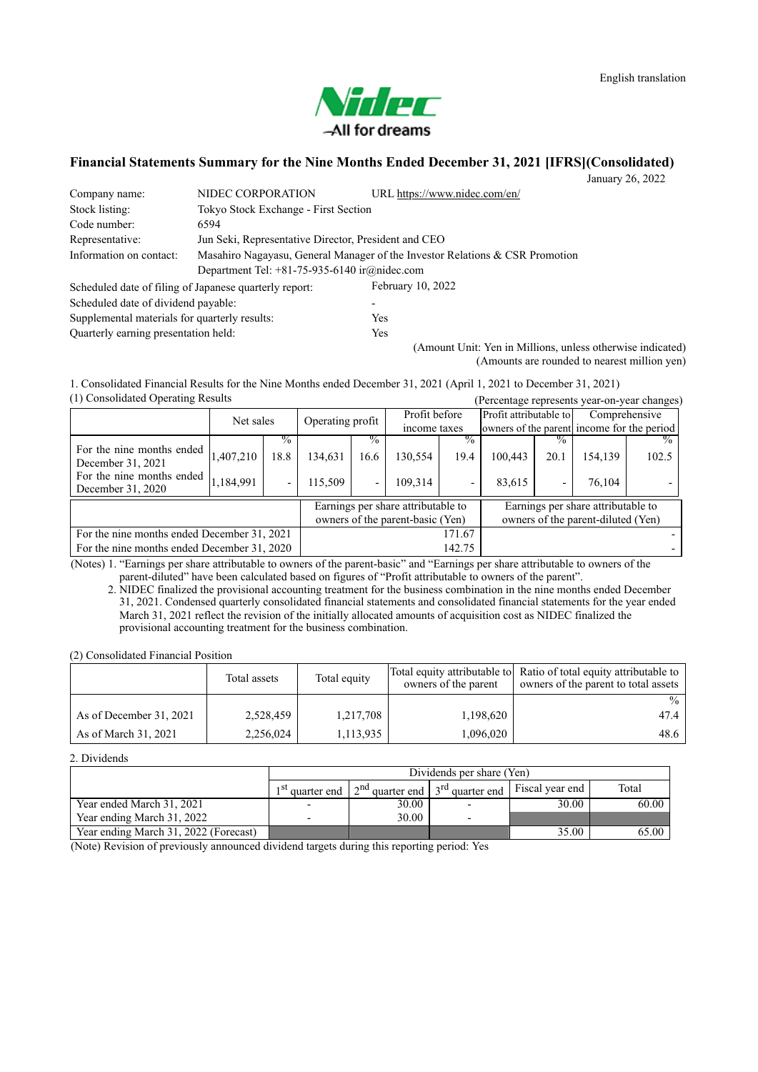English translation

Nidec
All for dreams

# Financial Statements Summary for the Nine Months Ended December 31, 2021 [IFRS](Consolidated)

January 26, 2022

| | | |
|---|---|---|
| Company name: | NIDEC CORPORATION | URL https://www.nidec.com/en/ |
| Stock listing: | Tokyo Stock Exchange - First Section | |
| Code number: | 6594 | |
| Representative: | Jun Seki, Representative Director, President and CEO | |
| Information on contact: | Masahiro Nagayasu, General Manager of the Investor Relations & CSR Promotion Department Tel: +81-75-935-6140 ir@nidec.com | |

| | |
|---|---|
| Scheduled date of filing of Japanese quarterly report: | February 10, 2022 |
| Scheduled date of dividend payable: | - |
| Supplemental materials for quarterly results: | Yes |
| Quarterly earning presentation held: | Yes |

(Amount Unit: Yen in Millions, unless otherwise indicated)
(Amounts are rounded to nearest million yen)

1. Consolidated Financial Results for the Nine Months ended December 31, 2021 (April 1, 2021 to December 31, 2021)

(1) Consolidated Operating Results

(Percentage represents year-on-year changes)

| | Net sales | | Operating profit | | Profit before income taxes | | Profit attributable to owners of the parent | | Comprehensive income for the period | |
|---|---|---|---|---|---|---|---|---|---|---|
| | | % | | % | | % | | % | | % |
| For the nine months ended December 31, 2021 | 1,407,210 | 18.8 | 134,631 | 16.6 | 130,554 | 19.4 | 100,443 | 20.1 | 154,139 | 102.5 |
| For the nine months ended December 31, 2020 | 1,184,991 | - | 115,509 | - | 109,314 | - | 83,615 | - | 76,104 | - |

| | Earnings per share attributable to owners of the parent-basic (Yen) | Earnings per share attributable to owners of the parent-diluted (Yen) |
|---|---|---|
| For the nine months ended December 31, 2021 | 171.67 | - |
| For the nine months ended December 31, 2020 | 142.75 | - |

(Notes) 1. "Earnings per share attributable to owners of the parent-basic" and "Earnings per share attributable to owners of the parent-diluted" have been calculated based on figures of "Profit attributable to owners of the parent".

2. NIDEC finalized the provisional accounting treatment for the business combination in the nine months ended December 31, 2021. Condensed quarterly consolidated financial statements and consolidated financial statements for the year ended March 31, 2021 reflect the revision of the initially allocated amounts of acquisition cost as NIDEC finalized the provisional accounting treatment for the business combination.

(2) Consolidated Financial Position

| | Total assets | Total equity | Total equity attributable to owners of the parent | Ratio of total equity attributable to owners of the parent to total assets |
|---|---|---|---|---|
| | | | | % |
| As of December 31, 2021 | 2,528,459 | 1,217,708 | 1,198,620 | 47.4 |
| As of March 31, 2021 | 2,256,024 | 1,113,935 | 1,096,020 | 48.6 |

2. Dividends

| | Dividends per share (Yen) | | | | |
|---|---|---|---|---|---|
| | 1st quarter end | 2nd quarter end | 3rd quarter end | Fiscal year end | Total |
| Year ended March 31, 2021 | - | 30.00 | - | 30.00 | 60.00 |
| Year ending March 31, 2022 | - | 30.00 | - | | |
| Year ending March 31, 2022 (Forecast) | | | | 35.00 | 65.00 |

(Note) Revision of previously announced dividend targets during this reporting period: Yes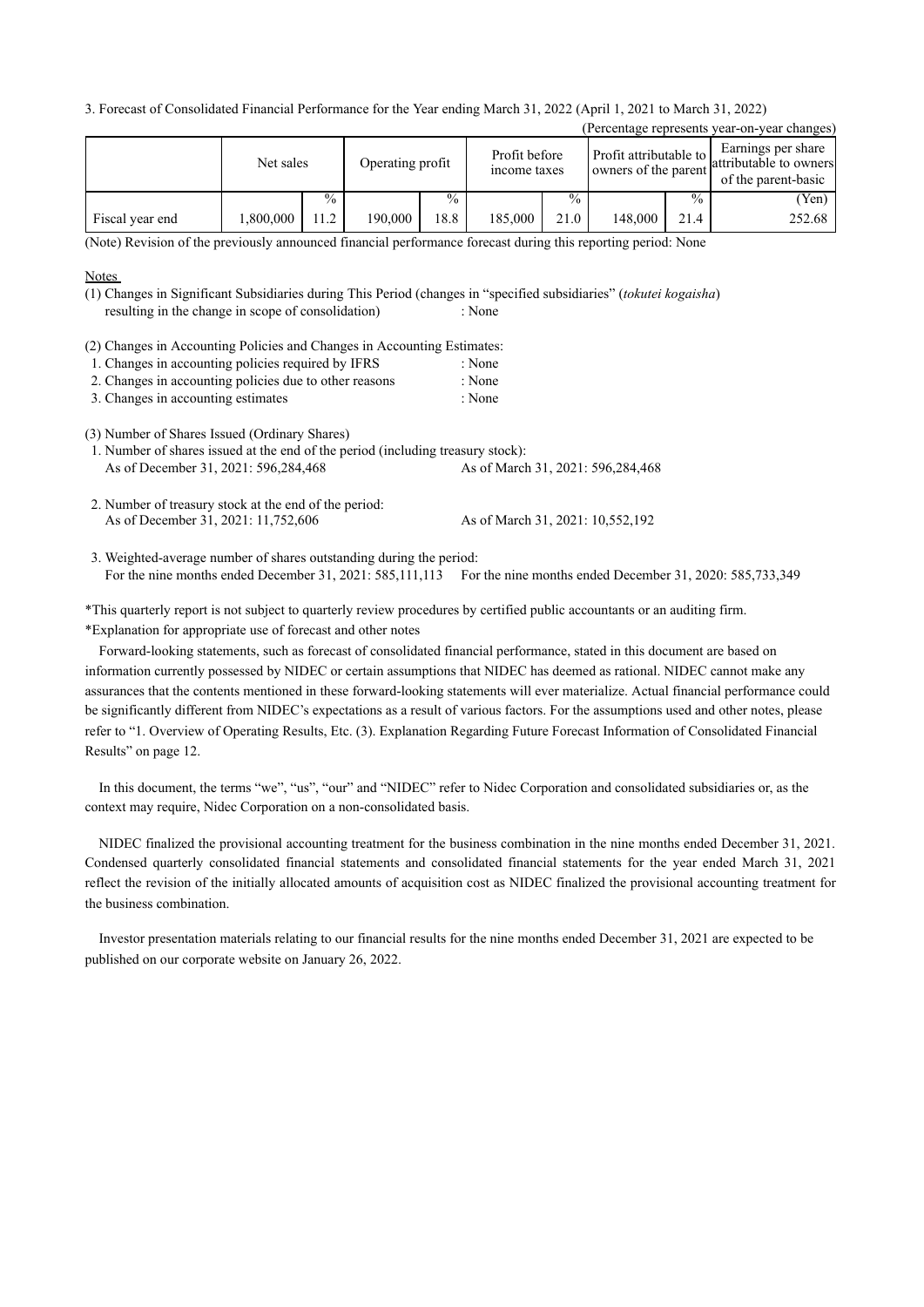3. Forecast of Consolidated Financial Performance for the Year ending March 31, 2022 (April 1, 2021 to March 31, 2022)

(Percentage represents year-on-year changes)

| | Net sales | | Operating profit | | Profit before income taxes | | Profit attributable to owners of the parent | | Earnings per share attributable to owners of the parent-basic |
|---|---|---|---|---|---|---|---|---|---|
| | | % | | % | | % | | % | (Yen) |
| Fiscal year end | 1,800,000 | 11.2 | 190,000 | 18.8 | 185,000 | 21.0 | 148,000 | 21.4 | 252.68 |

(Note) Revision of the previously announced financial performance forecast during this reporting period: None

Notes

(1) Changes in Significant Subsidiaries during This Period (changes in "specified subsidiaries" (*tokutei kogaisha*) resulting in the change in scope of consolidation) : None

(2) Changes in Accounting Policies and Changes in Accounting Estimates:
1. Changes in accounting policies required by IFRS : None
2. Changes in accounting policies due to other reasons : None
3. Changes in accounting estimates : None

(3) Number of Shares Issued (Ordinary Shares)
1. Number of shares issued at the end of the period (including treasury stock):
As of December 31, 2021: 596,284,468 As of March 31, 2021: 596,284,468

2. Number of treasury stock at the end of the period:
As of December 31, 2021: 11,752,606 As of March 31, 2021: 10,552,192

3. Weighted-average number of shares outstanding during the period:
For the nine months ended December 31, 2021: 585,111,113 For the nine months ended December 31, 2020: 585,733,349

*This quarterly report is not subject to quarterly review procedures by certified public accountants or an auditing firm.

*Explanation for appropriate use of forecast and other notes

Forward-looking statements, such as forecast of consolidated financial performance, stated in this document are based on information currently possessed by NIDEC or certain assumptions that NIDEC has deemed as rational. NIDEC cannot make any assurances that the contents mentioned in these forward-looking statements will ever materialize. Actual financial performance could be significantly different from NIDEC's expectations as a result of various factors. For the assumptions used and other notes, please refer to "1. Overview of Operating Results, Etc. (3). Explanation Regarding Future Forecast Information of Consolidated Financial Results" on page 12.

In this document, the terms "we", "us", "our" and "NIDEC" refer to Nidec Corporation and consolidated subsidiaries or, as the context may require, Nidec Corporation on a non-consolidated basis.

NIDEC finalized the provisional accounting treatment for the business combination in the nine months ended December 31, 2021. Condensed quarterly consolidated financial statements and consolidated financial statements for the year ended March 31, 2021 reflect the revision of the initially allocated amounts of acquisition cost as NIDEC finalized the provisional accounting treatment for the business combination.

Investor presentation materials relating to our financial results for the nine months ended December 31, 2021 are expected to be published on our corporate website on January 26, 2022.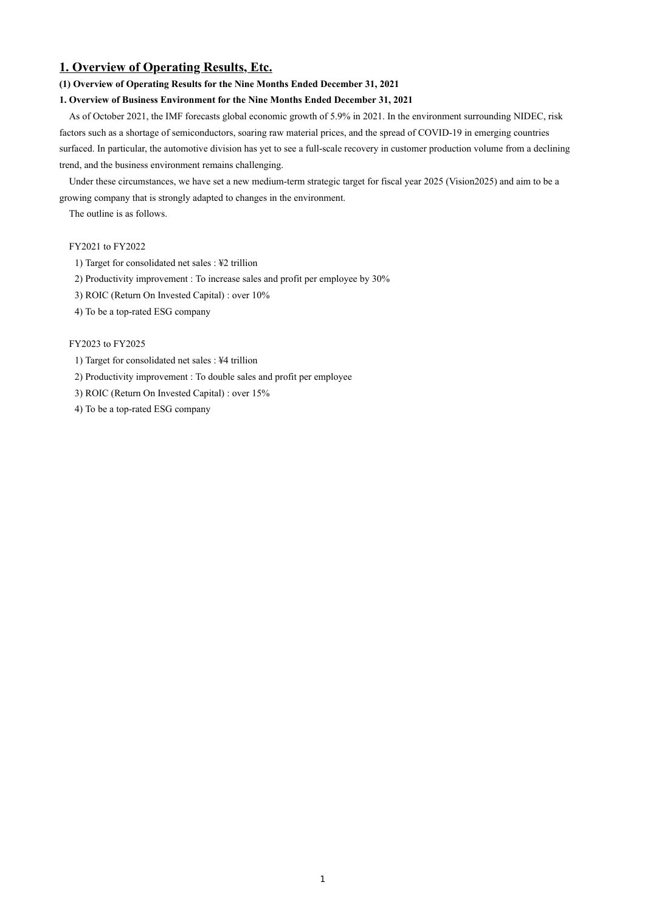## 1. Overview of Operating Results, Etc.

**(1) Overview of Operating Results for the Nine Months Ended December 31, 2021**

**1. Overview of Business Environment for the Nine Months Ended December 31, 2021**

As of October 2021, the IMF forecasts global economic growth of 5.9% in 2021. In the environment surrounding NIDEC, risk factors such as a shortage of semiconductors, soaring raw material prices, and the spread of COVID-19 in emerging countries surfaced. In particular, the automotive division has yet to see a full-scale recovery in customer production volume from a declining trend, and the business environment remains challenging.

Under these circumstances, we have set a new medium-term strategic target for fiscal year 2025 (Vision2025) and aim to be a growing company that is strongly adapted to changes in the environment.

The outline is as follows.

FY2021 to FY2022

1) Target for consolidated net sales : ¥2 trillion
2) Productivity improvement : To increase sales and profit per employee by 30%
3) ROIC (Return On Invested Capital) : over 10%
4) To be a top-rated ESG company

FY2023 to FY2025

1) Target for consolidated net sales : ¥4 trillion
2) Productivity improvement : To double sales and profit per employee
3) ROIC (Return On Invested Capital) : over 15%
4) To be a top-rated ESG company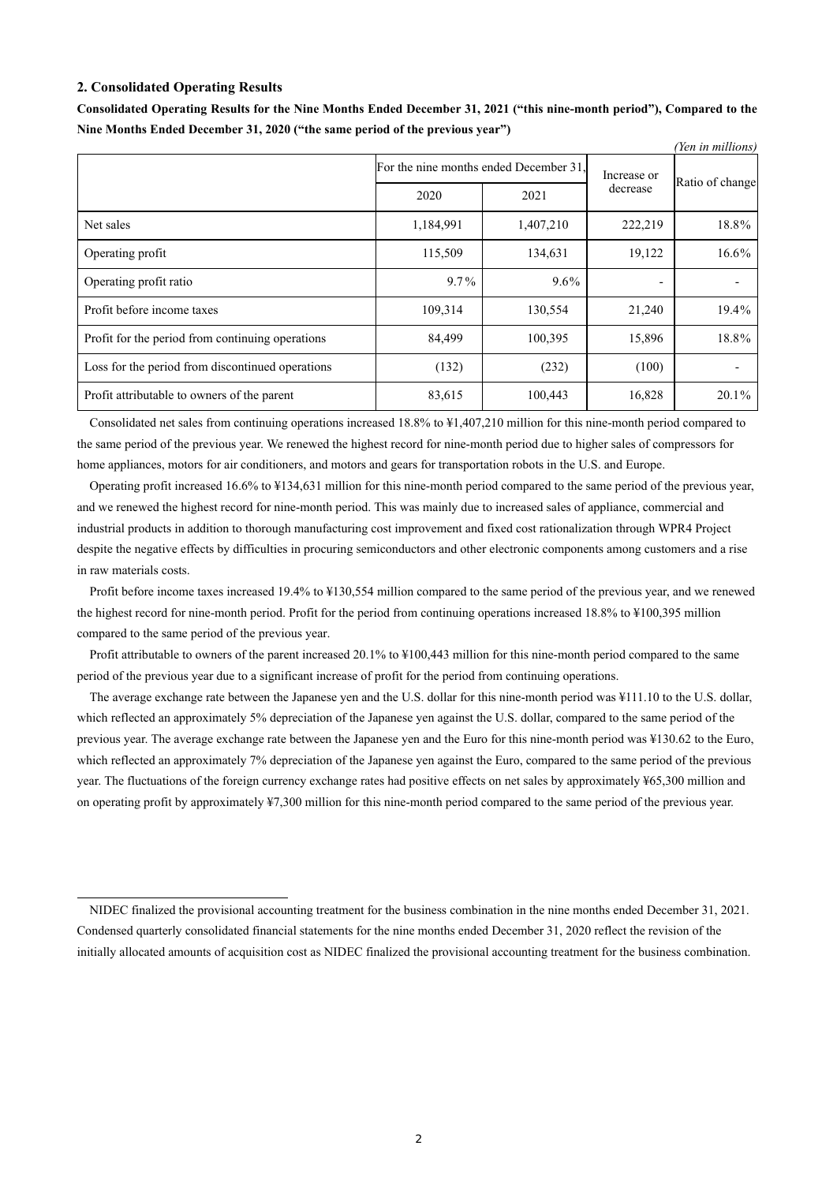## 2. Consolidated Operating Results

**Consolidated Operating Results for the Nine Months Ended December 31, 2021 ("this nine-month period"), Compared to the Nine Months Ended December 31, 2020 ("the same period of the previous year")**

*(Yen in millions)*

| | For the nine months ended December 31, | | Increase or decrease | Ratio of change |
|---|---|---|---|---|
| | 2020 | 2021 | | |
| Net sales | 1,184,991 | 1,407,210 | 222,219 | 18.8% |
| Operating profit | 115,509 | 134,631 | 19,122 | 16.6% |
| Operating profit ratio | 9.7% | 9.6% | - | - |
| Profit before income taxes | 109,314 | 130,554 | 21,240 | 19.4% |
| Profit for the period from continuing operations | 84,499 | 100,395 | 15,896 | 18.8% |
| Loss for the period from discontinued operations | (132) | (232) | (100) | - |
| Profit attributable to owners of the parent | 83,615 | 100,443 | 16,828 | 20.1% |

Consolidated net sales from continuing operations increased 18.8% to ¥1,407,210 million for this nine-month period compared to the same period of the previous year. We renewed the highest record for nine-month period due to higher sales of compressors for home appliances, motors for air conditioners, and motors and gears for transportation robots in the U.S. and Europe.

Operating profit increased 16.6% to ¥134,631 million for this nine-month period compared to the same period of the previous year, and we renewed the highest record for nine-month period. This was mainly due to increased sales of appliance, commercial and industrial products in addition to thorough manufacturing cost improvement and fixed cost rationalization through WPR4 Project despite the negative effects by difficulties in procuring semiconductors and other electronic components among customers and a rise in raw materials costs.

Profit before income taxes increased 19.4% to ¥130,554 million compared to the same period of the previous year, and we renewed the highest record for nine-month period. Profit for the period from continuing operations increased 18.8% to ¥100,395 million compared to the same period of the previous year.

Profit attributable to owners of the parent increased 20.1% to ¥100,443 million for this nine-month period compared to the same period of the previous year due to a significant increase of profit for the period from continuing operations.

The average exchange rate between the Japanese yen and the U.S. dollar for this nine-month period was ¥111.10 to the U.S. dollar, which reflected an approximately 5% depreciation of the Japanese yen against the U.S. dollar, compared to the same period of the previous year. The average exchange rate between the Japanese yen and the Euro for this nine-month period was ¥130.62 to the Euro, which reflected an approximately 7% depreciation of the Japanese yen against the Euro, compared to the same period of the previous year. The fluctuations of the foreign currency exchange rates had positive effects on net sales by approximately ¥65,300 million and on operating profit by approximately ¥7,300 million for this nine-month period compared to the same period of the previous year.

---

NIDEC finalized the provisional accounting treatment for the business combination in the nine months ended December 31, 2021. Condensed quarterly consolidated financial statements for the nine months ended December 31, 2020 reflect the revision of the initially allocated amounts of acquisition cost as NIDEC finalized the provisional accounting treatment for the business combination.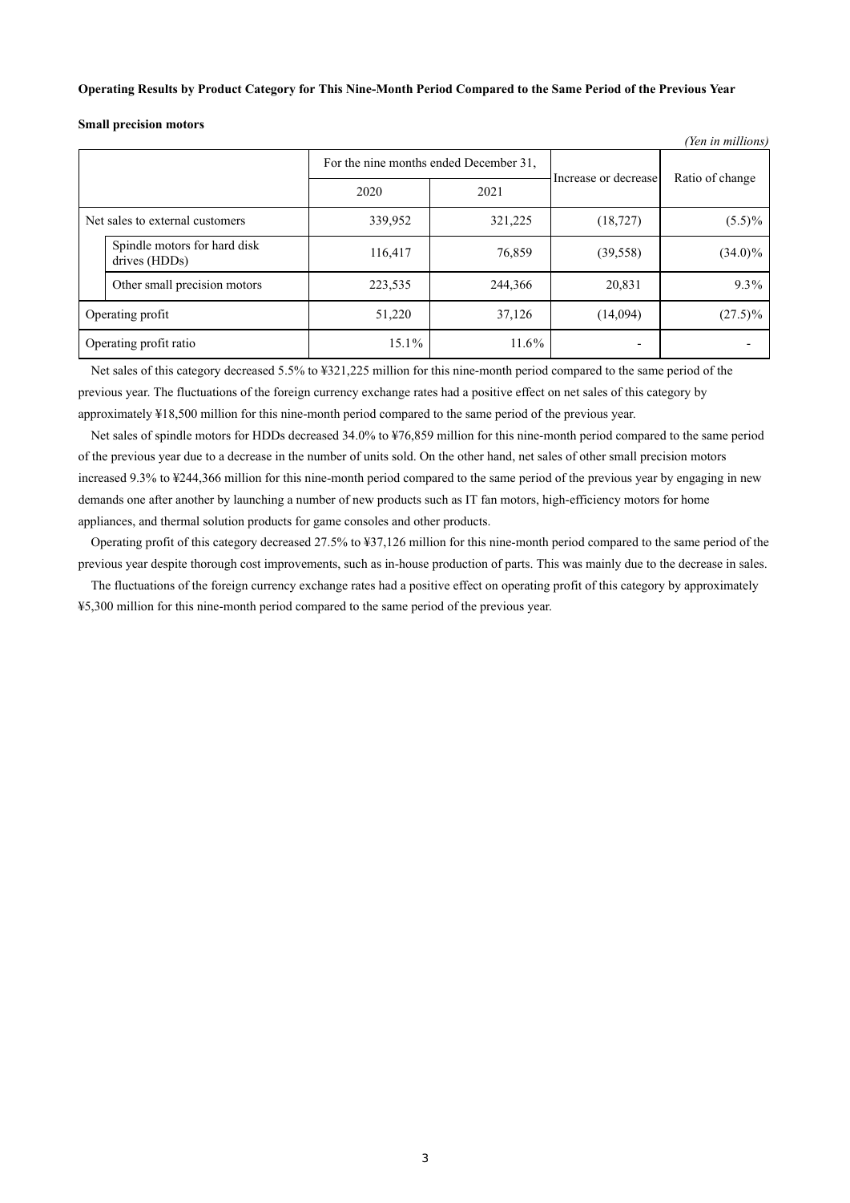**Operating Results by Product Category for This Nine-Month Period Compared to the Same Period of the Previous Year**

**Small precision motors**

*(Yen in millions)*

| | For the nine months ended December 31, | | Increase or decrease | Ratio of change |
|---|---|---|---|---|
| | 2020 | 2021 | | |
| Net sales to external customers | 339,952 | 321,225 | (18,727) | (5.5)% |
| Spindle motors for hard disk drives (HDDs) | 116,417 | 76,859 | (39,558) | (34.0)% |
| Other small precision motors | 223,535 | 244,366 | 20,831 | 9.3% |
| Operating profit | 51,220 | 37,126 | (14,094) | (27.5)% |
| Operating profit ratio | 15.1% | 11.6% | - | - |

Net sales of this category decreased 5.5% to ¥321,225 million for this nine-month period compared to the same period of the previous year. The fluctuations of the foreign currency exchange rates had a positive effect on net sales of this category by approximately ¥18,500 million for this nine-month period compared to the same period of the previous year.

Net sales of spindle motors for HDDs decreased 34.0% to ¥76,859 million for this nine-month period compared to the same period of the previous year due to a decrease in the number of units sold. On the other hand, net sales of other small precision motors increased 9.3% to ¥244,366 million for this nine-month period compared to the same period of the previous year by engaging in new demands one after another by launching a number of new products such as IT fan motors, high-efficiency motors for home appliances, and thermal solution products for game consoles and other products.

Operating profit of this category decreased 27.5% to ¥37,126 million for this nine-month period compared to the same period of the previous year despite thorough cost improvements, such as in-house production of parts. This was mainly due to the decrease in sales.

The fluctuations of the foreign currency exchange rates had a positive effect on operating profit of this category by approximately ¥5,300 million for this nine-month period compared to the same period of the previous year.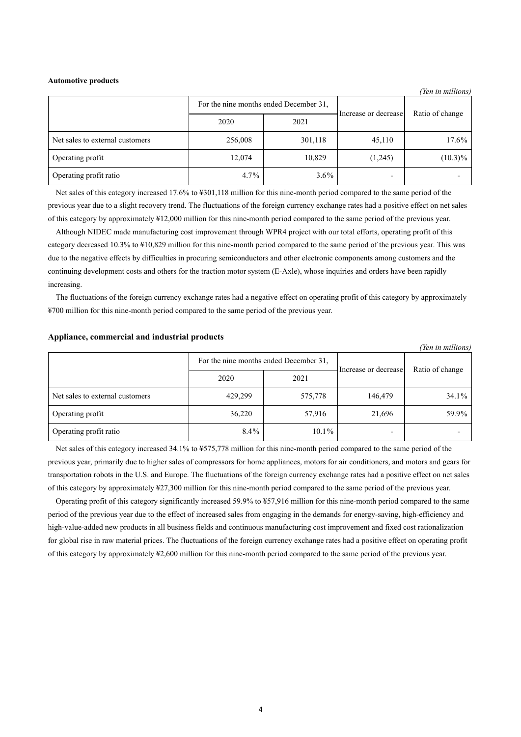**Automotive products**

*(Yen in millions)*

| | For the nine months ended December 31, | | Increase or decrease | Ratio of change |
|---|---|---|---|---|
| | 2020 | 2021 | | |
| Net sales to external customers | 256,008 | 301,118 | 45,110 | 17.6% |
| Operating profit | 12,074 | 10,829 | (1,245) | (10.3)% |
| Operating profit ratio | 4.7% | 3.6% | - | - |

Net sales of this category increased 17.6% to ¥301,118 million for this nine-month period compared to the same period of the previous year due to a slight recovery trend. The fluctuations of the foreign currency exchange rates had a positive effect on net sales of this category by approximately ¥12,000 million for this nine-month period compared to the same period of the previous year.

Although NIDEC made manufacturing cost improvement through WPR4 project with our total efforts, operating profit of this category decreased 10.3% to ¥10,829 million for this nine-month period compared to the same period of the previous year. This was due to the negative effects by difficulties in procuring semiconductors and other electronic components among customers and the continuing development costs and others for the traction motor system (E-Axle), whose inquiries and orders have been rapidly increasing.

The fluctuations of the foreign currency exchange rates had a negative effect on operating profit of this category by approximately ¥700 million for this nine-month period compared to the same period of the previous year.

**Appliance, commercial and industrial products**

*(Yen in millions)*

| | For the nine months ended December 31, | | Increase or decrease | Ratio of change |
|---|---|---|---|---|
| | 2020 | 2021 | | |
| Net sales to external customers | 429,299 | 575,778 | 146,479 | 34.1% |
| Operating profit | 36,220 | 57,916 | 21,696 | 59.9% |
| Operating profit ratio | 8.4% | 10.1% | - | - |

Net sales of this category increased 34.1% to ¥575,778 million for this nine-month period compared to the same period of the previous year, primarily due to higher sales of compressors for home appliances, motors for air conditioners, and motors and gears for transportation robots in the U.S. and Europe. The fluctuations of the foreign currency exchange rates had a positive effect on net sales of this category by approximately ¥27,300 million for this nine-month period compared to the same period of the previous year.

Operating profit of this category significantly increased 59.9% to ¥57,916 million for this nine-month period compared to the same period of the previous year due to the effect of increased sales from engaging in the demands for energy-saving, high-efficiency and high-value-added new products in all business fields and continuous manufacturing cost improvement and fixed cost rationalization for global rise in raw material prices. The fluctuations of the foreign currency exchange rates had a positive effect on operating profit of this category by approximately ¥2,600 million for this nine-month period compared to the same period of the previous year.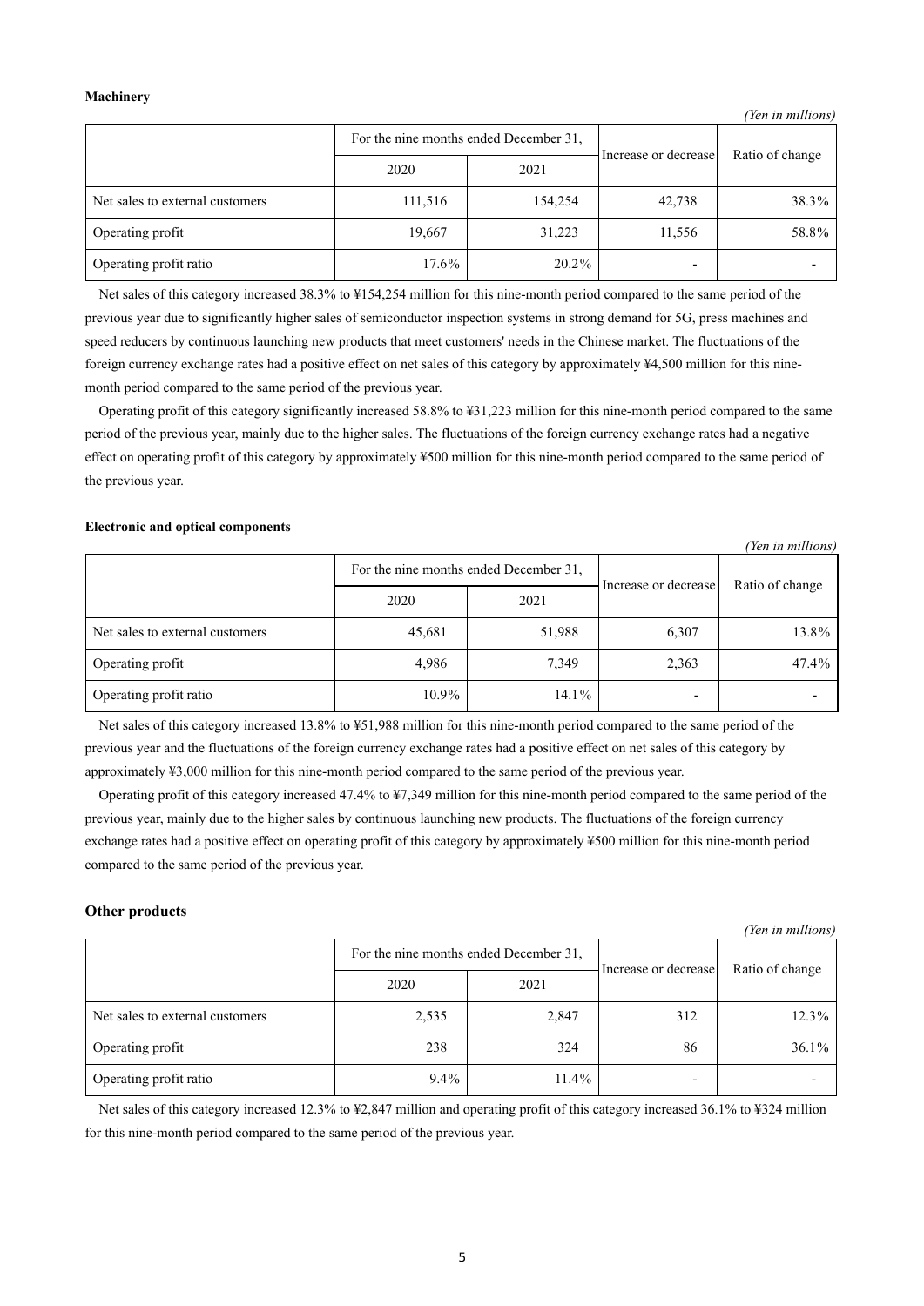**Machinery**

*(Yen in millions)*

| | For the nine months ended December 31, | | Increase or decrease | Ratio of change |
|---|---|---|---|---|
| | 2020 | 2021 | | |
| Net sales to external customers | 111,516 | 154,254 | 42,738 | 38.3% |
| Operating profit | 19,667 | 31,223 | 11,556 | 58.8% |
| Operating profit ratio | 17.6% | 20.2% | - | - |

Net sales of this category increased 38.3% to ¥154,254 million for this nine-month period compared to the same period of the previous year due to significantly higher sales of semiconductor inspection systems in strong demand for 5G, press machines and speed reducers by continuous launching new products that meet customers' needs in the Chinese market. The fluctuations of the foreign currency exchange rates had a positive effect on net sales of this category by approximately ¥4,500 million for this nine-month period compared to the same period of the previous year.

Operating profit of this category significantly increased 58.8% to ¥31,223 million for this nine-month period compared to the same period of the previous year, mainly due to the higher sales. The fluctuations of the foreign currency exchange rates had a negative effect on operating profit of this category by approximately ¥500 million for this nine-month period compared to the same period of the previous year.

**Electronic and optical components**

*(Yen in millions)*

| | For the nine months ended December 31, | | Increase or decrease | Ratio of change |
|---|---|---|---|---|
| | 2020 | 2021 | | |
| Net sales to external customers | 45,681 | 51,988 | 6,307 | 13.8% |
| Operating profit | 4,986 | 7,349 | 2,363 | 47.4% |
| Operating profit ratio | 10.9% | 14.1% | - | - |

Net sales of this category increased 13.8% to ¥51,988 million for this nine-month period compared to the same period of the previous year and the fluctuations of the foreign currency exchange rates had a positive effect on net sales of this category by approximately ¥3,000 million for this nine-month period compared to the same period of the previous year.

Operating profit of this category increased 47.4% to ¥7,349 million for this nine-month period compared to the same period of the previous year, mainly due to the higher sales by continuous launching new products. The fluctuations of the foreign currency exchange rates had a positive effect on operating profit of this category by approximately ¥500 million for this nine-month period compared to the same period of the previous year.

**Other products**

*(Yen in millions)*

| | For the nine months ended December 31, | | Increase or decrease | Ratio of change |
|---|---|---|---|---|
| | 2020 | 2021 | | |
| Net sales to external customers | 2,535 | 2,847 | 312 | 12.3% |
| Operating profit | 238 | 324 | 86 | 36.1% |
| Operating profit ratio | 9.4% | 11.4% | - | - |

Net sales of this category increased 12.3% to ¥2,847 million and operating profit of this category increased 36.1% to ¥324 million for this nine-month period compared to the same period of the previous year.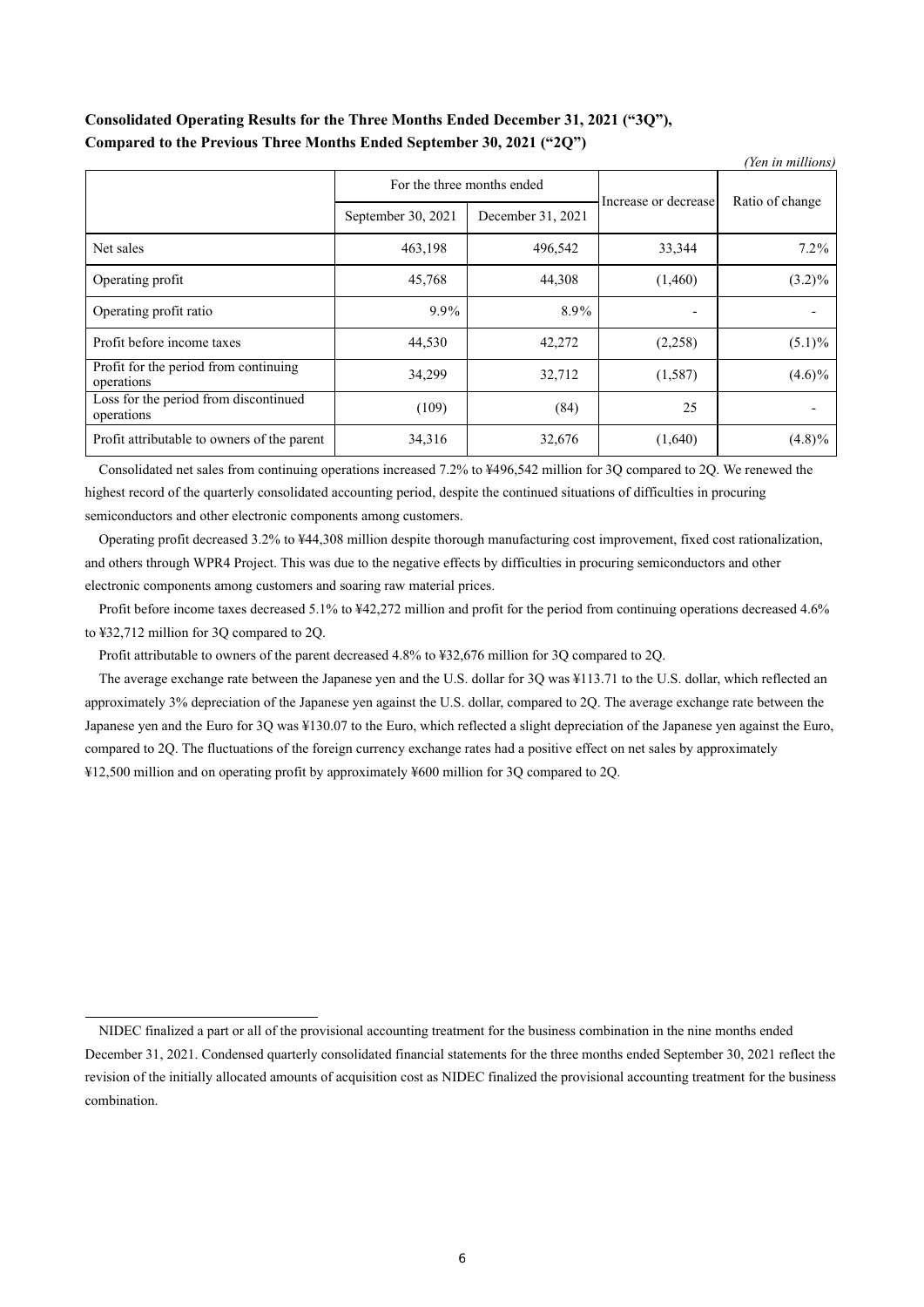**Consolidated Operating Results for the Three Months Ended December 31, 2021 ("3Q"), Compared to the Previous Three Months Ended September 30, 2021 ("2Q")**

*(Yen in millions)*

| | For the three months ended | | Increase or decrease | Ratio of change |
|---|---|---|---|---|
| | September 30, 2021 | December 31, 2021 | | |
| Net sales | 463,198 | 496,542 | 33,344 | 7.2% |
| Operating profit | 45,768 | 44,308 | (1,460) | (3.2)% |
| Operating profit ratio | 9.9% | 8.9% | - | - |
| Profit before income taxes | 44,530 | 42,272 | (2,258) | (5.1)% |
| Profit for the period from continuing operations | 34,299 | 32,712 | (1,587) | (4.6)% |
| Loss for the period from discontinued operations | (109) | (84) | 25 | - |
| Profit attributable to owners of the parent | 34,316 | 32,676 | (1,640) | (4.8)% |

Consolidated net sales from continuing operations increased 7.2% to ¥496,542 million for 3Q compared to 2Q. We renewed the highest record of the quarterly consolidated accounting period, despite the continued situations of difficulties in procuring semiconductors and other electronic components among customers.

Operating profit decreased 3.2% to ¥44,308 million despite thorough manufacturing cost improvement, fixed cost rationalization, and others through WPR4 Project. This was due to the negative effects by difficulties in procuring semiconductors and other electronic components among customers and soaring raw material prices.

Profit before income taxes decreased 5.1% to ¥42,272 million and profit for the period from continuing operations decreased 4.6% to ¥32,712 million for 3Q compared to 2Q.

Profit attributable to owners of the parent decreased 4.8% to ¥32,676 million for 3Q compared to 2Q.

The average exchange rate between the Japanese yen and the U.S. dollar for 3Q was ¥113.71 to the U.S. dollar, which reflected an approximately 3% depreciation of the Japanese yen against the U.S. dollar, compared to 2Q. The average exchange rate between the Japanese yen and the Euro for 3Q was ¥130.07 to the Euro, which reflected a slight depreciation of the Japanese yen against the Euro, compared to 2Q. The fluctuations of the foreign currency exchange rates had a positive effect on net sales by approximately ¥12,500 million and on operating profit by approximately ¥600 million for 3Q compared to 2Q.

---

NIDEC finalized a part or all of the provisional accounting treatment for the business combination in the nine months ended December 31, 2021. Condensed quarterly consolidated financial statements for the three months ended September 30, 2021 reflect the revision of the initially allocated amounts of acquisition cost as NIDEC finalized the provisional accounting treatment for the business combination.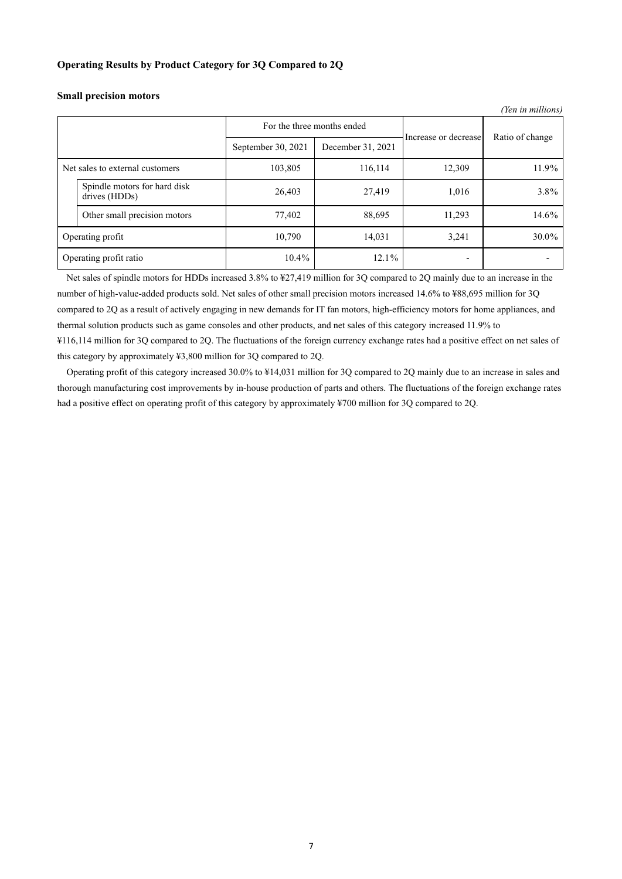**Operating Results by Product Category for 3Q Compared to 2Q**

**Small precision motors**

*(Yen in millions)*

| | For the three months ended | | Increase or decrease | Ratio of change |
|---|---|---|---|---|
| | September 30, 2021 | December 31, 2021 | | |
| Net sales to external customers | 103,805 | 116,114 | 12,309 | 11.9% |
| Spindle motors for hard disk drives (HDDs) | 26,403 | 27,419 | 1,016 | 3.8% |
| Other small precision motors | 77,402 | 88,695 | 11,293 | 14.6% |
| Operating profit | 10,790 | 14,031 | 3,241 | 30.0% |
| Operating profit ratio | 10.4% | 12.1% | - | - |

Net sales of spindle motors for HDDs increased 3.8% to ¥27,419 million for 3Q compared to 2Q mainly due to an increase in the number of high-value-added products sold. Net sales of other small precision motors increased 14.6% to ¥88,695 million for 3Q compared to 2Q as a result of actively engaging in new demands for IT fan motors, high-efficiency motors for home appliances, and thermal solution products such as game consoles and other products, and net sales of this category increased 11.9% to ¥116,114 million for 3Q compared to 2Q. The fluctuations of the foreign currency exchange rates had a positive effect on net sales of this category by approximately ¥3,800 million for 3Q compared to 2Q.

Operating profit of this category increased 30.0% to ¥14,031 million for 3Q compared to 2Q mainly due to an increase in sales and thorough manufacturing cost improvements by in-house production of parts and others. The fluctuations of the foreign exchange rates had a positive effect on operating profit of this category by approximately ¥700 million for 3Q compared to 2Q.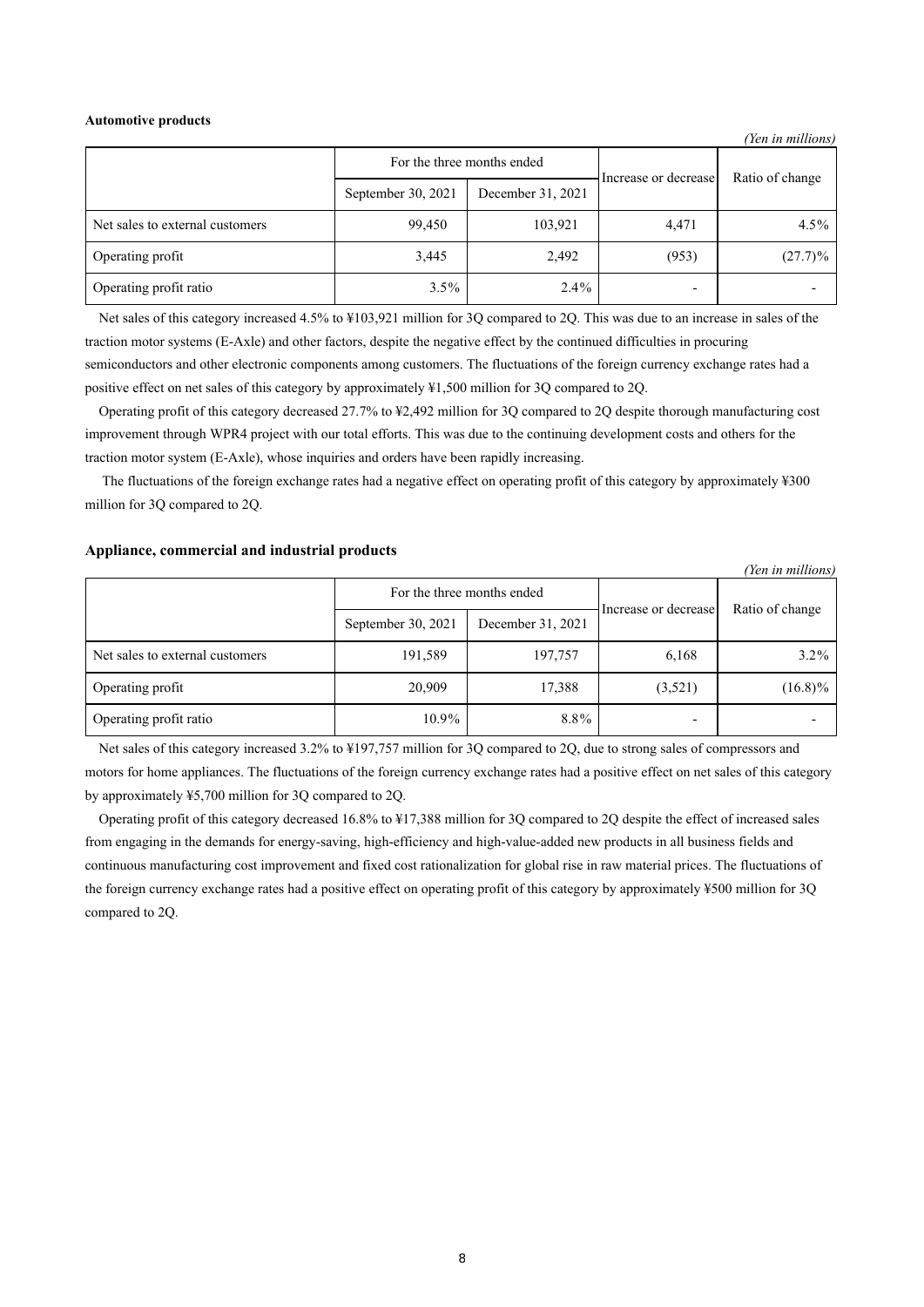**Automotive products**

*(Yen in millions)*

| | For the three months ended | | Increase or decrease | Ratio of change |
|---|---|---|---|---|
| | September 30, 2021 | December 31, 2021 | | |
| Net sales to external customers | 99,450 | 103,921 | 4,471 | 4.5% |
| Operating profit | 3,445 | 2,492 | (953) | (27.7)% |
| Operating profit ratio | 3.5% | 2.4% | - | - |

Net sales of this category increased 4.5% to ¥103,921 million for 3Q compared to 2Q. This was due to an increase in sales of the traction motor systems (E-Axle) and other factors, despite the negative effect by the continued difficulties in procuring semiconductors and other electronic components among customers. The fluctuations of the foreign currency exchange rates had a positive effect on net sales of this category by approximately ¥1,500 million for 3Q compared to 2Q.

Operating profit of this category decreased 27.7% to ¥2,492 million for 3Q compared to 2Q despite thorough manufacturing cost improvement through WPR4 project with our total efforts. This was due to the continuing development costs and others for the traction motor system (E-Axle), whose inquiries and orders have been rapidly increasing.

The fluctuations of the foreign exchange rates had a negative effect on operating profit of this category by approximately ¥300 million for 3Q compared to 2Q.

**Appliance, commercial and industrial products**

*(Yen in millions)*

| | For the three months ended | | Increase or decrease | Ratio of change |
|---|---|---|---|---|
| | September 30, 2021 | December 31, 2021 | | |
| Net sales to external customers | 191,589 | 197,757 | 6,168 | 3.2% |
| Operating profit | 20,909 | 17,388 | (3,521) | (16.8)% |
| Operating profit ratio | 10.9% | 8.8% | - | - |

Net sales of this category increased 3.2% to ¥197,757 million for 3Q compared to 2Q, due to strong sales of compressors and motors for home appliances. The fluctuations of the foreign currency exchange rates had a positive effect on net sales of this category by approximately ¥5,700 million for 3Q compared to 2Q.

Operating profit of this category decreased 16.8% to ¥17,388 million for 3Q compared to 2Q despite the effect of increased sales from engaging in the demands for energy-saving, high-efficiency and high-value-added new products in all business fields and continuous manufacturing cost improvement and fixed cost rationalization for global rise in raw material prices. The fluctuations of the foreign currency exchange rates had a positive effect on operating profit of this category by approximately ¥500 million for 3Q compared to 2Q.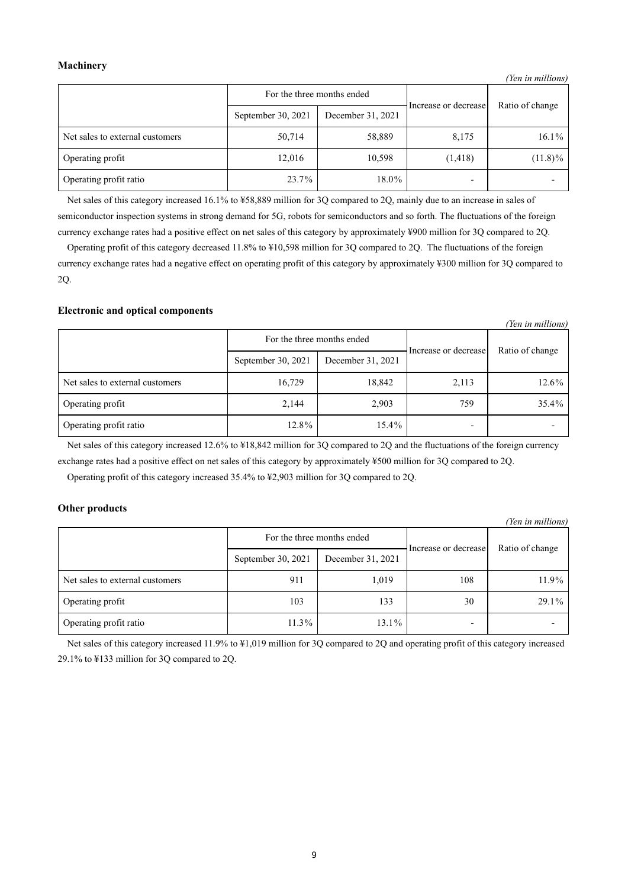### Machinery

*(Yen in millions)*

| | For the three months ended | | Increase or decrease | Ratio of change |
|---|---|---|---|---|
| | September 30, 2021 | December 31, 2021 | | |
| Net sales to external customers | 50,714 | 58,889 | 8,175 | 16.1% |
| Operating profit | 12,016 | 10,598 | (1,418) | (11.8)% |
| Operating profit ratio | 23.7% | 18.0% | - | - |

Net sales of this category increased 16.1% to ¥58,889 million for 3Q compared to 2Q, mainly due to an increase in sales of semiconductor inspection systems in strong demand for 5G, robots for semiconductors and so forth. The fluctuations of the foreign currency exchange rates had a positive effect on net sales of this category by approximately ¥900 million for 3Q compared to 2Q.

Operating profit of this category decreased 11.8% to ¥10,598 million for 3Q compared to 2Q. The fluctuations of the foreign currency exchange rates had a negative effect on operating profit of this category by approximately ¥300 million for 3Q compared to 2Q.

### Electronic and optical components

*(Yen in millions)*

| | For the three months ended | | Increase or decrease | Ratio of change |
|---|---|---|---|---|
| | September 30, 2021 | December 31, 2021 | | |
| Net sales to external customers | 16,729 | 18,842 | 2,113 | 12.6% |
| Operating profit | 2,144 | 2,903 | 759 | 35.4% |
| Operating profit ratio | 12.8% | 15.4% | - | - |

Net sales of this category increased 12.6% to ¥18,842 million for 3Q compared to 2Q and the fluctuations of the foreign currency exchange rates had a positive effect on net sales of this category by approximately ¥500 million for 3Q compared to 2Q.

Operating profit of this category increased 35.4% to ¥2,903 million for 3Q compared to 2Q.

### Other products

*(Yen in millions)*

| | For the three months ended | | Increase or decrease | Ratio of change |
|---|---|---|---|---|
| | September 30, 2021 | December 31, 2021 | | |
| Net sales to external customers | 911 | 1,019 | 108 | 11.9% |
| Operating profit | 103 | 133 | 30 | 29.1% |
| Operating profit ratio | 11.3% | 13.1% | - | - |

Net sales of this category increased 11.9% to ¥1,019 million for 3Q compared to 2Q and operating profit of this category increased 29.1% to ¥133 million for 3Q compared to 2Q.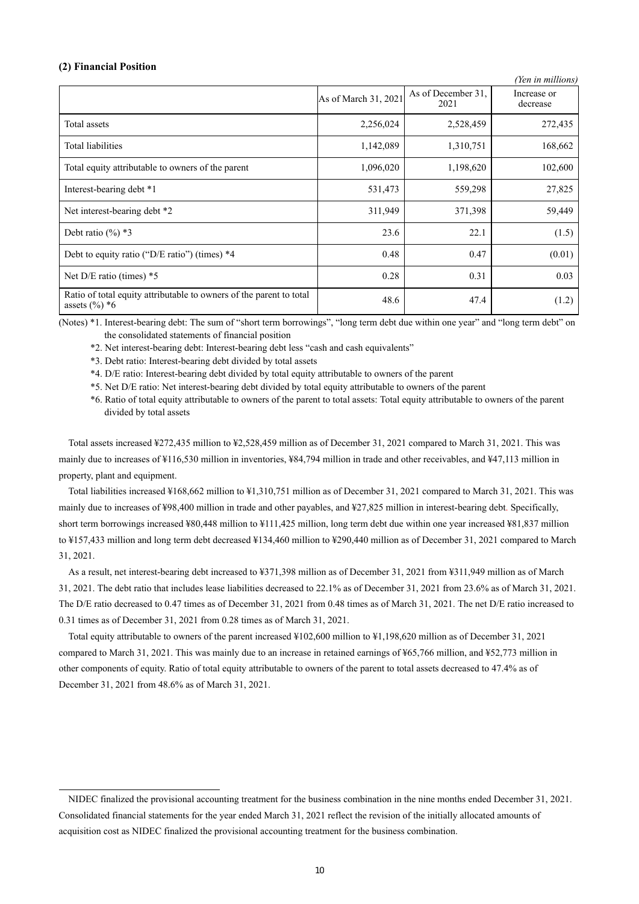### (2) Financial Position

*(Yen in millions)*

| | As of March 31, 2021 | As of December 31, 2021 | Increase or decrease |
|---|---|---|---|
| Total assets | 2,256,024 | 2,528,459 | 272,435 |
| Total liabilities | 1,142,089 | 1,310,751 | 168,662 |
| Total equity attributable to owners of the parent | 1,096,020 | 1,198,620 | 102,600 |
| Interest-bearing debt *1 | 531,473 | 559,298 | 27,825 |
| Net interest-bearing debt *2 | 311,949 | 371,398 | 59,449 |
| Debt ratio (%) *3 | 23.6 | 22.1 | (1.5) |
| Debt to equity ratio ("D/E ratio") (times) *4 | 0.48 | 0.47 | (0.01) |
| Net D/E ratio (times) *5 | 0.28 | 0.31 | 0.03 |
| Ratio of total equity attributable to owners of the parent to total assets (%) *6 | 48.6 | 47.4 | (1.2) |

(Notes) *1. Interest-bearing debt: The sum of "short term borrowings", "long term debt due within one year" and "long term debt" on the consolidated statements of financial position

*2. Net interest-bearing debt: Interest-bearing debt less "cash and cash equivalents"

*3. Debt ratio: Interest-bearing debt divided by total assets

*4. D/E ratio: Interest-bearing debt divided by total equity attributable to owners of the parent

*5. Net D/E ratio: Net interest-bearing debt divided by total equity attributable to owners of the parent

*6. Ratio of total equity attributable to owners of the parent to total assets: Total equity attributable to owners of the parent divided by total assets

Total assets increased ¥272,435 million to ¥2,528,459 million as of December 31, 2021 compared to March 31, 2021. This was mainly due to increases of ¥116,530 million in inventories, ¥84,794 million in trade and other receivables, and ¥47,113 million in property, plant and equipment.

Total liabilities increased ¥168,662 million to ¥1,310,751 million as of December 31, 2021 compared to March 31, 2021. This was mainly due to increases of ¥98,400 million in trade and other payables, and ¥27,825 million in interest-bearing debt. Specifically, short term borrowings increased ¥80,448 million to ¥111,425 million, long term debt due within one year increased ¥81,837 million to ¥157,433 million and long term debt decreased ¥134,460 million to ¥290,440 million as of December 31, 2021 compared to March 31, 2021.

As a result, net interest-bearing debt increased to ¥371,398 million as of December 31, 2021 from ¥311,949 million as of March 31, 2021. The debt ratio that includes lease liabilities decreased to 22.1% as of December 31, 2021 from 23.6% as of March 31, 2021. The D/E ratio decreased to 0.47 times as of December 31, 2021 from 0.48 times as of March 31, 2021. The net D/E ratio increased to 0.31 times as of December 31, 2021 from 0.28 times as of March 31, 2021.

Total equity attributable to owners of the parent increased ¥102,600 million to ¥1,198,620 million as of December 31, 2021 compared to March 31, 2021. This was mainly due to an increase in retained earnings of ¥65,766 million, and ¥52,773 million in other components of equity. Ratio of total equity attributable to owners of the parent to total assets decreased to 47.4% as of December 31, 2021 from 48.6% as of March 31, 2021.

---

NIDEC finalized the provisional accounting treatment for the business combination in the nine months ended December 31, 2021. Consolidated financial statements for the year ended March 31, 2021 reflect the revision of the initially allocated amounts of acquisition cost as NIDEC finalized the provisional accounting treatment for the business combination.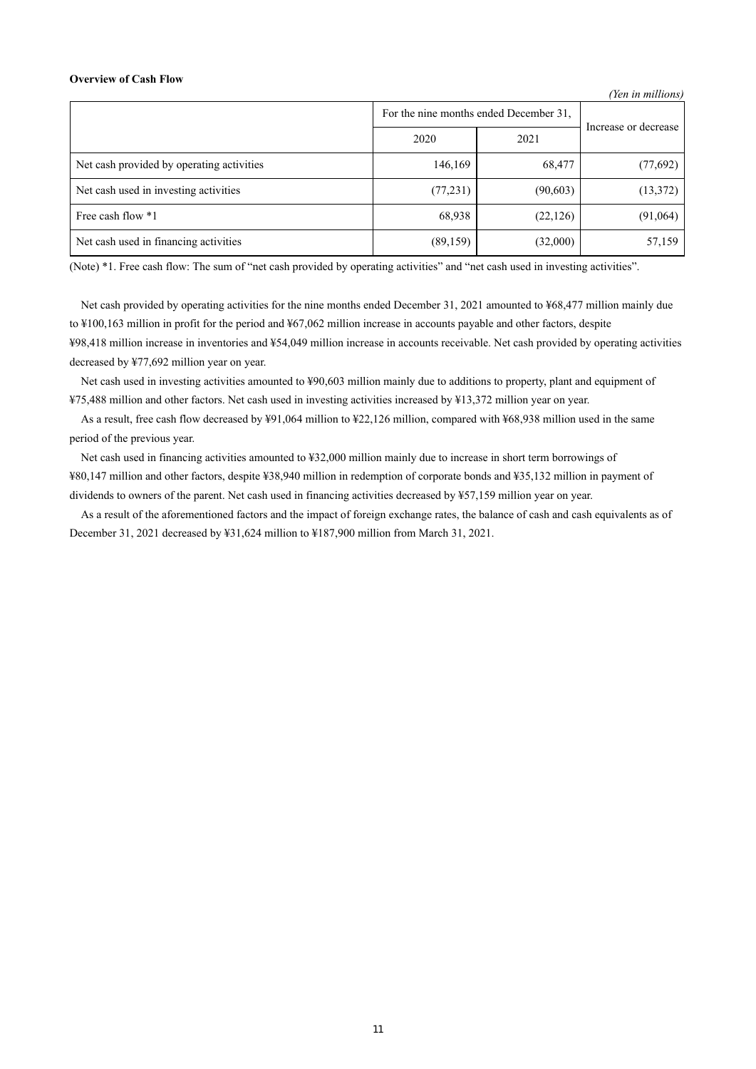**Overview of Cash Flow**

*(Yen in millions)*

| | For the nine months ended December 31, | | Increase or decrease |
|---|---|---|---|
| | 2020 | 2021 | |
| Net cash provided by operating activities | 146,169 | 68,477 | (77,692) |
| Net cash used in investing activities | (77,231) | (90,603) | (13,372) |
| Free cash flow *1 | 68,938 | (22,126) | (91,064) |
| Net cash used in financing activities | (89,159) | (32,000) | 57,159 |

(Note) *1. Free cash flow: The sum of "net cash provided by operating activities" and "net cash used in investing activities".

Net cash provided by operating activities for the nine months ended December 31, 2021 amounted to ¥68,477 million mainly due to ¥100,163 million in profit for the period and ¥67,062 million increase in accounts payable and other factors, despite ¥98,418 million increase in inventories and ¥54,049 million increase in accounts receivable. Net cash provided by operating activities decreased by ¥77,692 million year on year.

Net cash used in investing activities amounted to ¥90,603 million mainly due to additions to property, plant and equipment of ¥75,488 million and other factors. Net cash used in investing activities increased by ¥13,372 million year on year.

As a result, free cash flow decreased by ¥91,064 million to ¥22,126 million, compared with ¥68,938 million used in the same period of the previous year.

Net cash used in financing activities amounted to ¥32,000 million mainly due to increase in short term borrowings of ¥80,147 million and other factors, despite ¥38,940 million in redemption of corporate bonds and ¥35,132 million in payment of dividends to owners of the parent. Net cash used in financing activities decreased by ¥57,159 million year on year.

As a result of the aforementioned factors and the impact of foreign exchange rates, the balance of cash and cash equivalents as of December 31, 2021 decreased by ¥31,624 million to ¥187,900 million from March 31, 2021.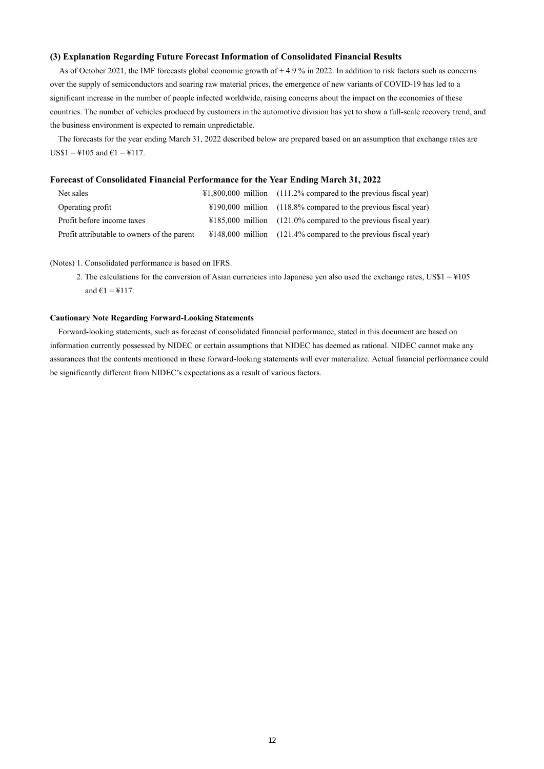### (3) Explanation Regarding Future Forecast Information of Consolidated Financial Results

As of October 2021, the IMF forecasts global economic growth of + 4.9 % in 2022. In addition to risk factors such as concerns over the supply of semiconductors and soaring raw material prices, the emergence of new variants of COVID-19 has led to a significant increase in the number of people infected worldwide, raising concerns about the impact on the economies of these countries. The number of vehicles produced by customers in the automotive division has yet to show a full-scale recovery trend, and the business environment is expected to remain unpredictable.

The forecasts for the year ending March 31, 2022 described below are prepared based on an assumption that exchange rates are US$1 = ¥105 and €1 = ¥117.

#### Forecast of Consolidated Financial Performance for the Year Ending March 31, 2022

| | | |
|---|---|---|
| Net sales | ¥1,800,000 million | (111.2% compared to the previous fiscal year) |
| Operating profit | ¥190,000 million | (118.8% compared to the previous fiscal year) |
| Profit before income taxes | ¥185,000 million | (121.0% compared to the previous fiscal year) |
| Profit attributable to owners of the parent | ¥148,000 million | (121.4% compared to the previous fiscal year) |

(Notes) 1. Consolidated performance is based on IFRS.

2. The calculations for the conversion of Asian currencies into Japanese yen also used the exchange rates, US$1 = ¥105 and €1 = ¥117.

**Cautionary Note Regarding Forward-Looking Statements**

Forward-looking statements, such as forecast of consolidated financial performance, stated in this document are based on information currently possessed by NIDEC or certain assumptions that NIDEC has deemed as rational. NIDEC cannot make any assurances that the contents mentioned in these forward-looking statements will ever materialize. Actual financial performance could be significantly different from NIDEC's expectations as a result of various factors.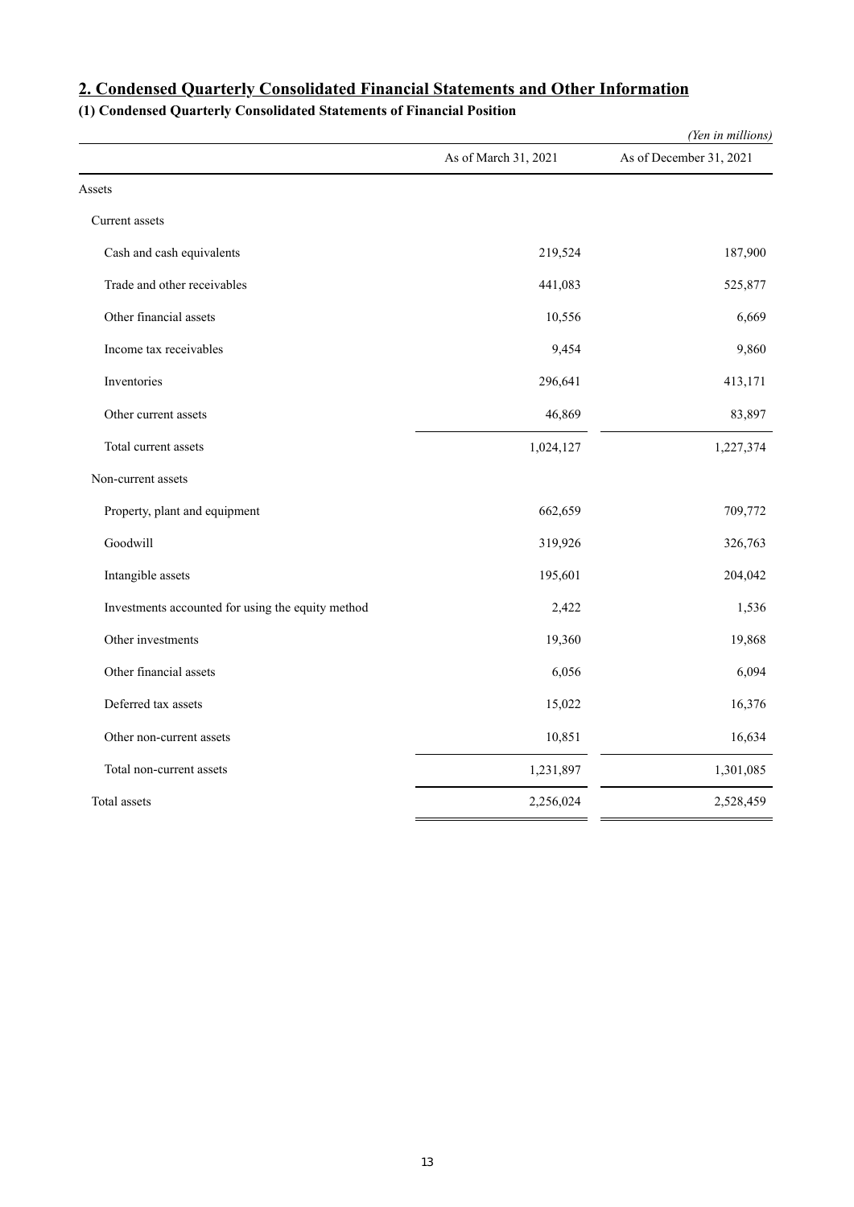## 2. Condensed Quarterly Consolidated Financial Statements and Other Information

### (1) Condensed Quarterly Consolidated Statements of Financial Position

*(Yen in millions)*

| | As of March 31, 2021 | As of December 31, 2021 |
|---|---|---|
| Assets | | |
| Current assets | | |
| Cash and cash equivalents | 219,524 | 187,900 |
| Trade and other receivables | 441,083 | 525,877 |
| Other financial assets | 10,556 | 6,669 |
| Income tax receivables | 9,454 | 9,860 |
| Inventories | 296,641 | 413,171 |
| Other current assets | 46,869 | 83,897 |
| Total current assets | 1,024,127 | 1,227,374 |
| Non-current assets | | |
| Property, plant and equipment | 662,659 | 709,772 |
| Goodwill | 319,926 | 326,763 |
| Intangible assets | 195,601 | 204,042 |
| Investments accounted for using the equity method | 2,422 | 1,536 |
| Other investments | 19,360 | 19,868 |
| Other financial assets | 6,056 | 6,094 |
| Deferred tax assets | 15,022 | 16,376 |
| Other non-current assets | 10,851 | 16,634 |
| Total non-current assets | 1,231,897 | 1,301,085 |
| Total assets | 2,256,024 | 2,528,459 |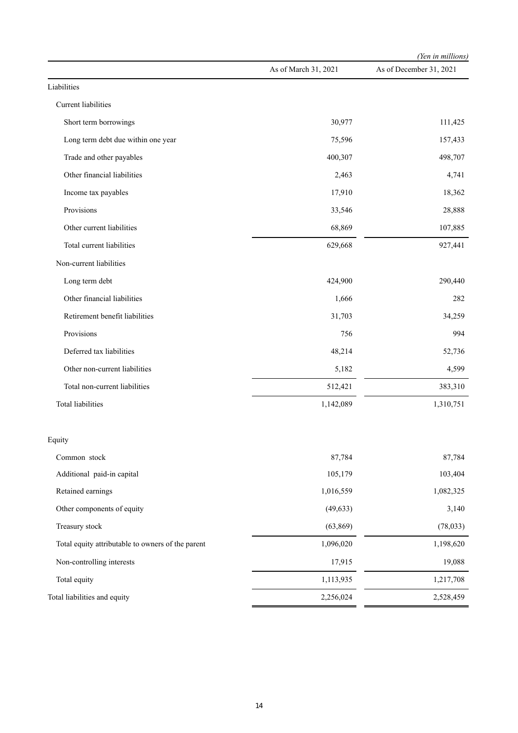*(Yen in millions)*

| | As of March 31, 2021 | As of December 31, 2021 |
|---|---|---|
| Liabilities | | |
| Current liabilities | | |
| Short term borrowings | 30,977 | 111,425 |
| Long term debt due within one year | 75,596 | 157,433 |
| Trade and other payables | 400,307 | 498,707 |
| Other financial liabilities | 2,463 | 4,741 |
| Income tax payables | 17,910 | 18,362 |
| Provisions | 33,546 | 28,888 |
| Other current liabilities | 68,869 | 107,885 |
| Total current liabilities | 629,668 | 927,441 |
| Non-current liabilities | | |
| Long term debt | 424,900 | 290,440 |
| Other financial liabilities | 1,666 | 282 |
| Retirement benefit liabilities | 31,703 | 34,259 |
| Provisions | 756 | 994 |
| Deferred tax liabilities | 48,214 | 52,736 |
| Other non-current liabilities | 5,182 | 4,599 |
| Total non-current liabilities | 512,421 | 383,310 |
| Total liabilities | 1,142,089 | 1,310,751 |
| | | |
| Equity | | |
| Common stock | 87,784 | 87,784 |
| Additional paid-in capital | 105,179 | 103,404 |
| Retained earnings | 1,016,559 | 1,082,325 |
| Other components of equity | (49,633) | 3,140 |
| Treasury stock | (63,869) | (78,033) |
| Total equity attributable to owners of the parent | 1,096,020 | 1,198,620 |
| Non-controlling interests | 17,915 | 19,088 |
| Total equity | 1,113,935 | 1,217,708 |
| Total liabilities and equity | 2,256,024 | 2,528,459 |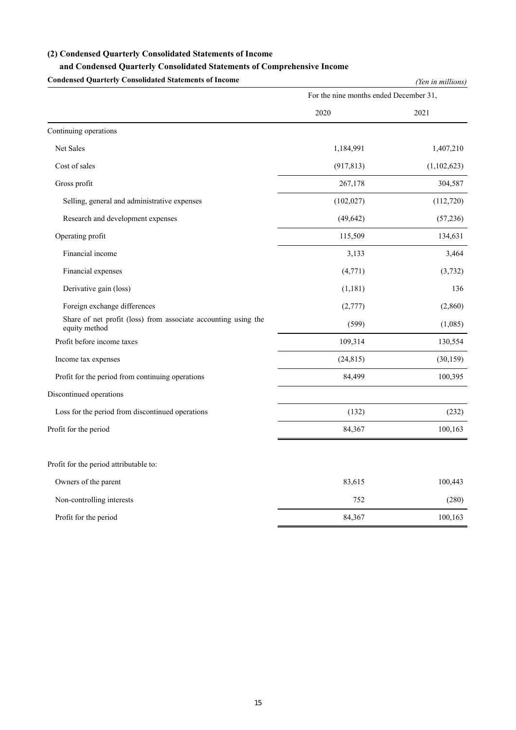## (2) Condensed Quarterly Consolidated Statements of Income and Condensed Quarterly Consolidated Statements of Comprehensive Income

**Condensed Quarterly Consolidated Statements of Income**

*(Yen in millions)*

| | For the nine months ended December 31, | |
|---|---|---|
| | 2020 | 2021 |
| Continuing operations | | |
| Net Sales | 1,184,991 | 1,407,210 |
| Cost of sales | (917,813) | (1,102,623) |
| Gross profit | 267,178 | 304,587 |
| Selling, general and administrative expenses | (102,027) | (112,720) |
| Research and development expenses | (49,642) | (57,236) |
| Operating profit | 115,509 | 134,631 |
| Financial income | 3,133 | 3,464 |
| Financial expenses | (4,771) | (3,732) |
| Derivative gain (loss) | (1,181) | 136 |
| Foreign exchange differences | (2,777) | (2,860) |
| Share of net profit (loss) from associate accounting using the equity method | (599) | (1,085) |
| Profit before income taxes | 109,314 | 130,554 |
| Income tax expenses | (24,815) | (30,159) |
| Profit for the period from continuing operations | 84,499 | 100,395 |
| Discontinued operations | | |
| Loss for the period from discontinued operations | (132) | (232) |
| Profit for the period | 84,367 | 100,163 |
| | | |
| Profit for the period attributable to: | | |
| Owners of the parent | 83,615 | 100,443 |
| Non-controlling interests | 752 | (280) |
| Profit for the period | 84,367 | 100,163 |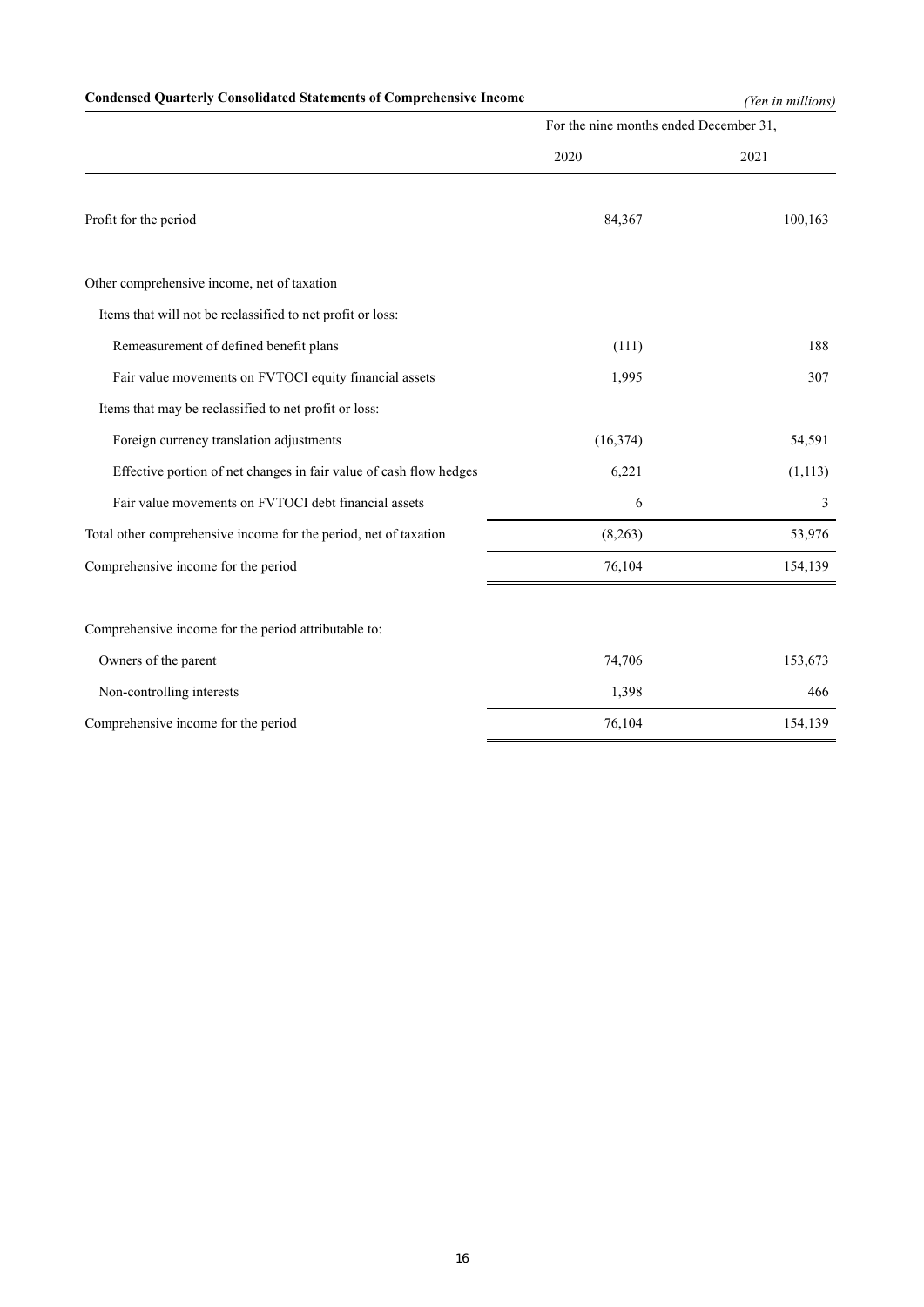**Condensed Quarterly Consolidated Statements of Comprehensive Income**

*(Yen in millions)*

| | For the nine months ended December 31, | |
|---|---|---|
| | 2020 | 2021 |
| Profit for the period | 84,367 | 100,163 |
| Other comprehensive income, net of taxation | | |
| Items that will not be reclassified to net profit or loss: | | |
| Remeasurement of defined benefit plans | (111) | 188 |
| Fair value movements on FVTOCI equity financial assets | 1,995 | 307 |
| Items that may be reclassified to net profit or loss: | | |
| Foreign currency translation adjustments | (16,374) | 54,591 |
| Effective portion of net changes in fair value of cash flow hedges | 6,221 | (1,113) |
| Fair value movements on FVTOCI debt financial assets | 6 | 3 |
| Total other comprehensive income for the period, net of taxation | (8,263) | 53,976 |
| Comprehensive income for the period | 76,104 | 154,139 |
| Comprehensive income for the period attributable to: | | |
| Owners of the parent | 74,706 | 153,673 |
| Non-controlling interests | 1,398 | 466 |
| Comprehensive income for the period | 76,104 | 154,139 |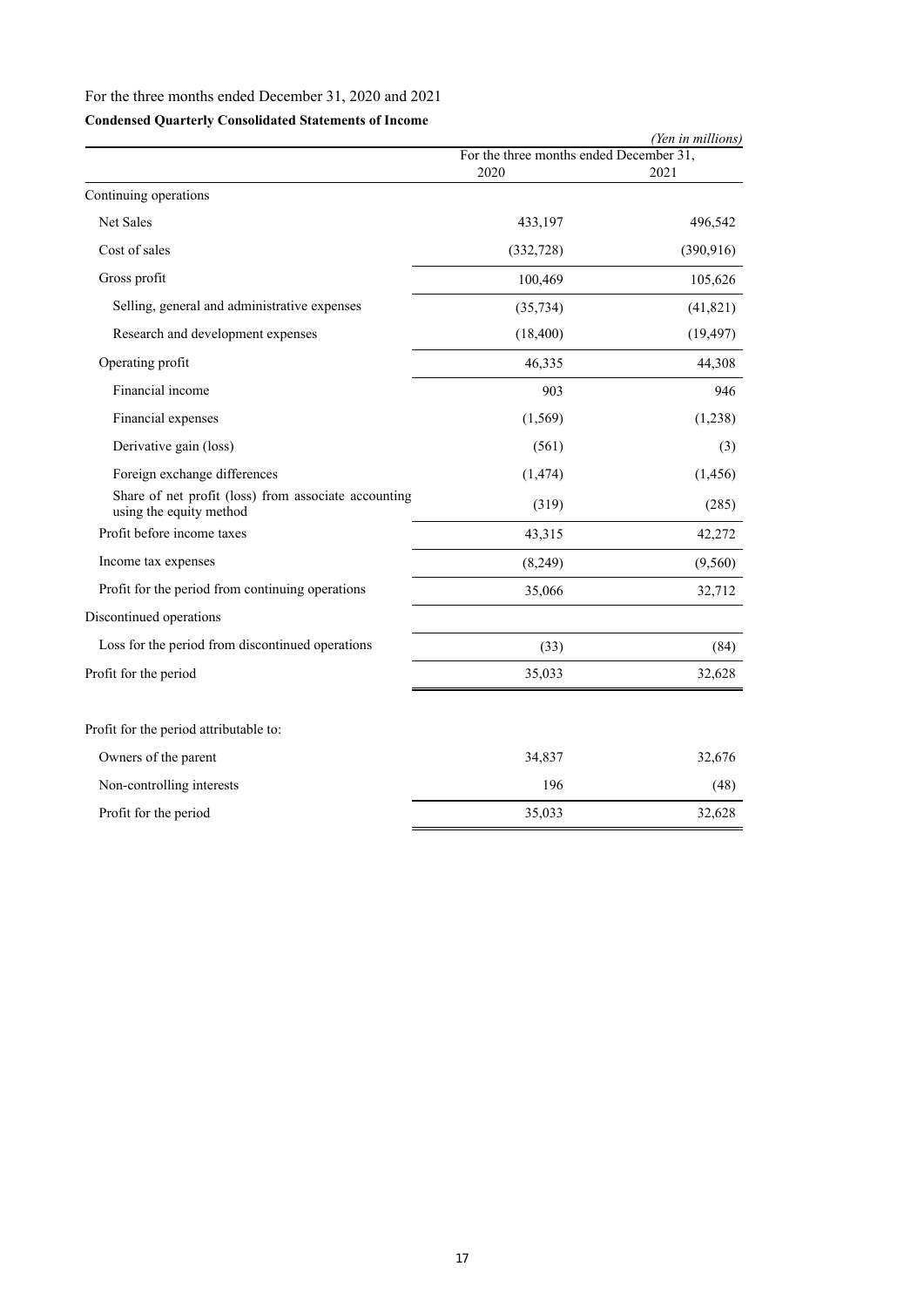For the three months ended December 31, 2020 and 2021

**Condensed Quarterly Consolidated Statements of Income**

*(Yen in millions)*

| | For the three months ended December 31, | |
|---|---|---|
| | 2020 | 2021 |
| Continuing operations | | |
| Net Sales | 433,197 | 496,542 |
| Cost of sales | (332,728) | (390,916) |
| Gross profit | 100,469 | 105,626 |
| Selling, general and administrative expenses | (35,734) | (41,821) |
| Research and development expenses | (18,400) | (19,497) |
| Operating profit | 46,335 | 44,308 |
| Financial income | 903 | 946 |
| Financial expenses | (1,569) | (1,238) |
| Derivative gain (loss) | (561) | (3) |
| Foreign exchange differences | (1,474) | (1,456) |
| Share of net profit (loss) from associate accounting using the equity method | (319) | (285) |
| Profit before income taxes | 43,315 | 42,272 |
| Income tax expenses | (8,249) | (9,560) |
| Profit for the period from continuing operations | 35,066 | 32,712 |
| Discontinued operations | | |
| Loss for the period from discontinued operations | (33) | (84) |
| Profit for the period | 35,033 | 32,628 |
| | | |
| Profit for the period attributable to: | | |
| Owners of the parent | 34,837 | 32,676 |
| Non-controlling interests | 196 | (48) |
| Profit for the period | 35,033 | 32,628 |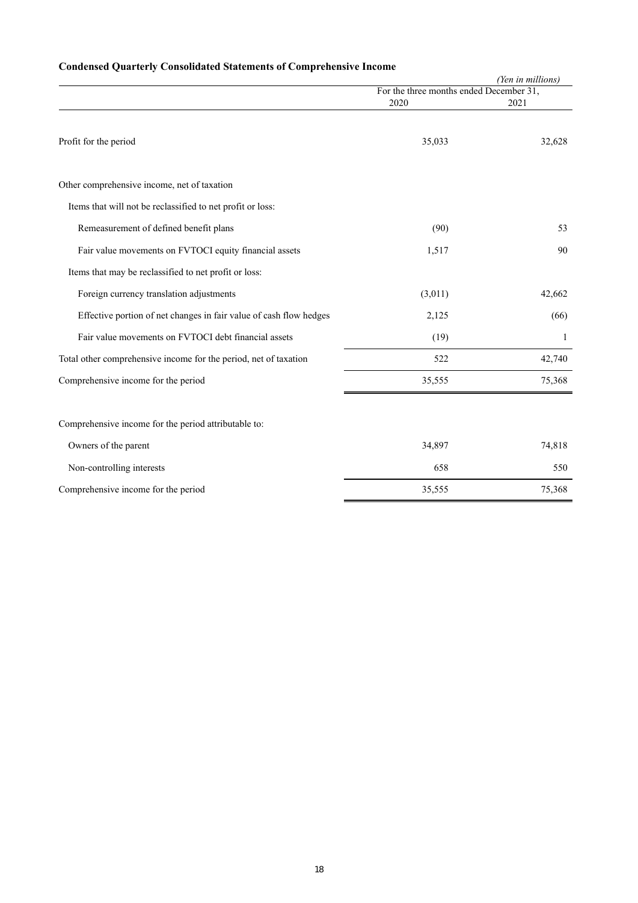**Condensed Quarterly Consolidated Statements of Comprehensive Income**

*(Yen in millions)*

| | For the three months ended December 31, | |
|---|---|---|
| | 2020 | 2021 |
| Profit for the period | 35,033 | 32,628 |
| Other comprehensive income, net of taxation | | |
| Items that will not be reclassified to net profit or loss: | | |
| Remeasurement of defined benefit plans | (90) | 53 |
| Fair value movements on FVTOCI equity financial assets | 1,517 | 90 |
| Items that may be reclassified to net profit or loss: | | |
| Foreign currency translation adjustments | (3,011) | 42,662 |
| Effective portion of net changes in fair value of cash flow hedges | 2,125 | (66) |
| Fair value movements on FVTOCI debt financial assets | (19) | 1 |
| Total other comprehensive income for the period, net of taxation | 522 | 42,740 |
| Comprehensive income for the period | 35,555 | 75,368 |
| Comprehensive income for the period attributable to: | | |
| Owners of the parent | 34,897 | 74,818 |
| Non-controlling interests | 658 | 550 |
| Comprehensive income for the period | 35,555 | 75,368 |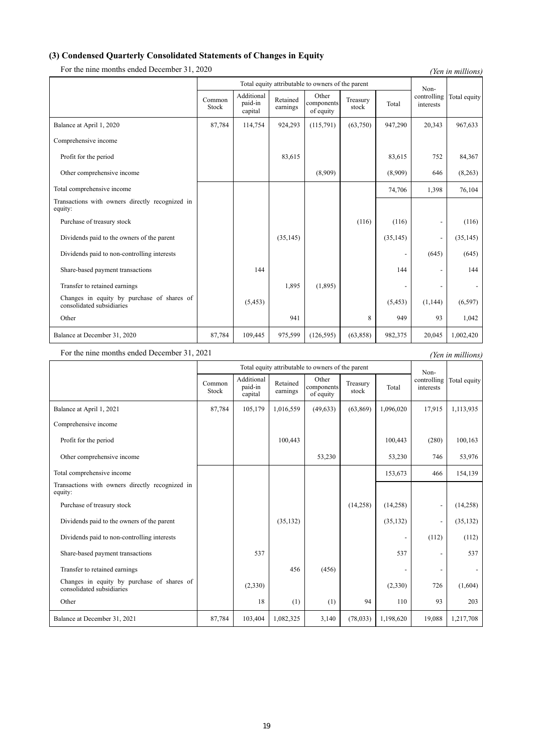### (3) Condensed Quarterly Consolidated Statements of Changes in Equity

For the nine months ended December 31, 2020

*(Yen in millions)*

| | Total equity attributable to owners of the parent | | | | | | Non-controlling interests | Total equity |
|---|---|---|---|---|---|---|---|---|
| | Common Stock | Additional paid-in capital | Retained earnings | Other components of equity | Treasury stock | Total | | |
| Balance at April 1, 2020 | 87,784 | 114,754 | 924,293 | (115,791) | (63,750) | 947,290 | 20,343 | 967,633 |
| Comprehensive income | | | | | | | | |
| Profit for the period | | | 83,615 | | | 83,615 | 752 | 84,367 |
| Other comprehensive income | | | | (8,909) | | (8,909) | 646 | (8,263) |
| Total comprehensive income | | | | | | 74,706 | 1,398 | 76,104 |
| Transactions with owners directly recognized in equity: | | | | | | | | |
| Purchase of treasury stock | | | | | (116) | (116) | - | (116) |
| Dividends paid to the owners of the parent | | | (35,145) | | | (35,145) | - | (35,145) |
| Dividends paid to non-controlling interests | | | | | | - | (645) | (645) |
| Share-based payment transactions | | 144 | | | | 144 | - | 144 |
| Transfer to retained earnings | | | 1,895 | (1,895) | | - | - | - |
| Changes in equity by purchase of shares of consolidated subsidiaries | | (5,453) | | | | (5,453) | (1,144) | (6,597) |
| Other | | | 941 | | 8 | 949 | 93 | 1,042 |
| Balance at December 31, 2020 | 87,784 | 109,445 | 975,599 | (126,595) | (63,858) | 982,375 | 20,045 | 1,002,420 |

For the nine months ended December 31, 2021

*(Yen in millions)*

| | Total equity attributable to owners of the parent | | | | | | Non-controlling interests | Total equity |
|---|---|---|---|---|---|---|---|---|
| | Common Stock | Additional paid-in capital | Retained earnings | Other components of equity | Treasury stock | Total | | |
| Balance at April 1, 2021 | 87,784 | 105,179 | 1,016,559 | (49,633) | (63,869) | 1,096,020 | 17,915 | 1,113,935 |
| Comprehensive income | | | | | | | | |
| Profit for the period | | | 100,443 | | | 100,443 | (280) | 100,163 |
| Other comprehensive income | | | | 53,230 | | 53,230 | 746 | 53,976 |
| Total comprehensive income | | | | | | 153,673 | 466 | 154,139 |
| Transactions with owners directly recognized in equity: | | | | | | | | |
| Purchase of treasury stock | | | | | (14,258) | (14,258) | - | (14,258) |
| Dividends paid to the owners of the parent | | | (35,132) | | | (35,132) | - | (35,132) |
| Dividends paid to non-controlling interests | | | | | | - | (112) | (112) |
| Share-based payment transactions | | 537 | | | | 537 | - | 537 |
| Transfer to retained earnings | | | 456 | (456) | | - | - | - |
| Changes in equity by purchase of shares of consolidated subsidiaries | | (2,330) | | | | (2,330) | 726 | (1,604) |
| Other | | 18 | (1) | (1) | 94 | 110 | 93 | 203 |
| Balance at December 31, 2021 | 87,784 | 103,404 | 1,082,325 | 3,140 | (78,033) | 1,198,620 | 19,088 | 1,217,708 |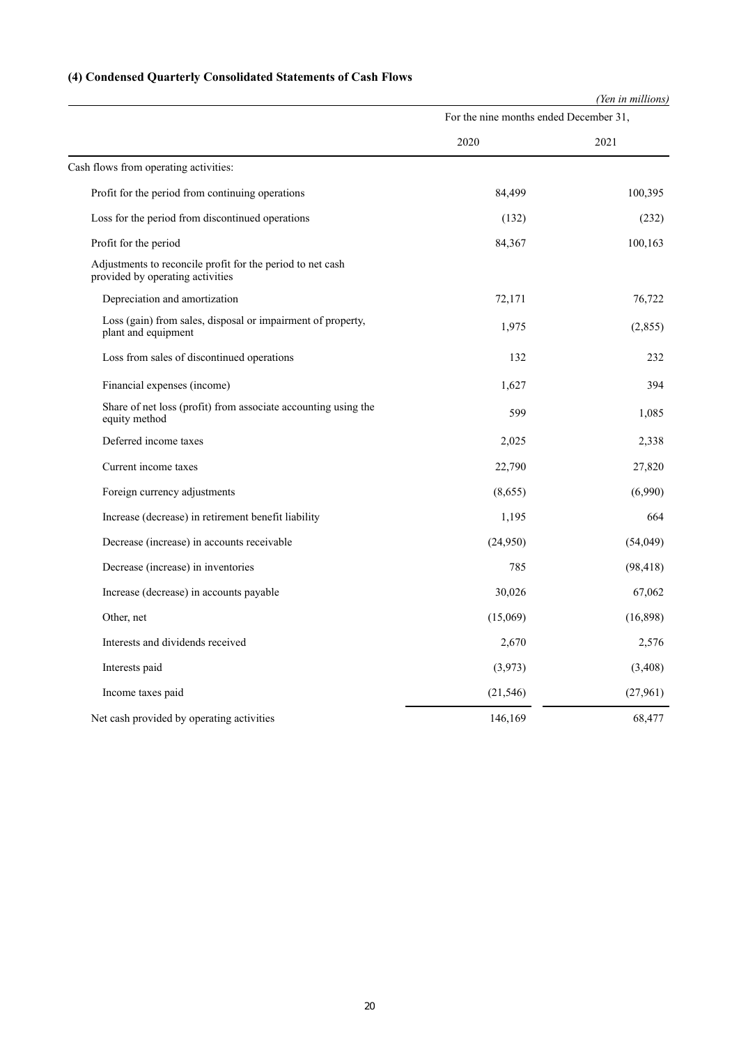### (4) Condensed Quarterly Consolidated Statements of Cash Flows

*(Yen in millions)*

| | For the nine months ended December 31, | |
|---|---|---|
| | 2020 | 2021 |
| Cash flows from operating activities: | | |
| Profit for the period from continuing operations | 84,499 | 100,395 |
| Loss for the period from discontinued operations | (132) | (232) |
| Profit for the period | 84,367 | 100,163 |
| Adjustments to reconcile profit for the period to net cash provided by operating activities | | |
| Depreciation and amortization | 72,171 | 76,722 |
| Loss (gain) from sales, disposal or impairment of property, plant and equipment | 1,975 | (2,855) |
| Loss from sales of discontinued operations | 132 | 232 |
| Financial expenses (income) | 1,627 | 394 |
| Share of net loss (profit) from associate accounting using the equity method | 599 | 1,085 |
| Deferred income taxes | 2,025 | 2,338 |
| Current income taxes | 22,790 | 27,820 |
| Foreign currency adjustments | (8,655) | (6,990) |
| Increase (decrease) in retirement benefit liability | 1,195 | 664 |
| Decrease (increase) in accounts receivable | (24,950) | (54,049) |
| Decrease (increase) in inventories | 785 | (98,418) |
| Increase (decrease) in accounts payable | 30,026 | 67,062 |
| Other, net | (15,069) | (16,898) |
| Interests and dividends received | 2,670 | 2,576 |
| Interests paid | (3,973) | (3,408) |
| Income taxes paid | (21,546) | (27,961) |
| Net cash provided by operating activities | 146,169 | 68,477 |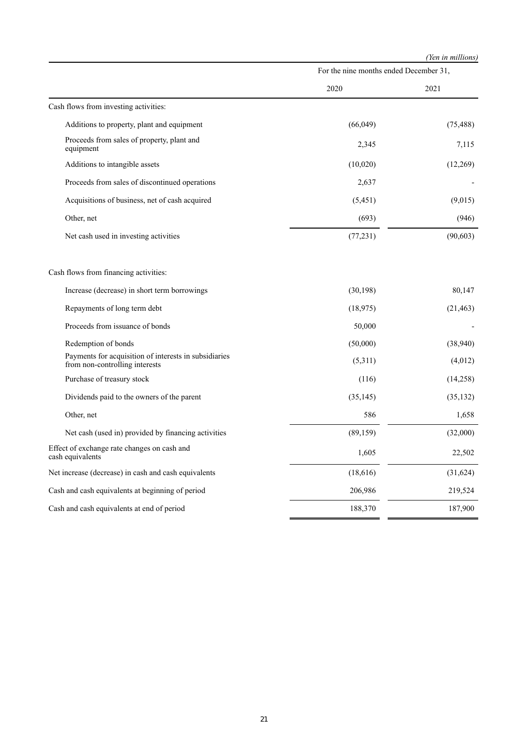*(Yen in millions)*

| | For the nine months ended December 31, | |
|---|---|---|
| | 2020 | 2021 |
| Cash flows from investing activities: | | |
| Additions to property, plant and equipment | (66,049) | (75,488) |
| Proceeds from sales of property, plant and equipment | 2,345 | 7,115 |
| Additions to intangible assets | (10,020) | (12,269) |
| Proceeds from sales of discontinued operations | 2,637 | - |
| Acquisitions of business, net of cash acquired | (5,451) | (9,015) |
| Other, net | (693) | (946) |
| Net cash used in investing activities | (77,231) | (90,603) |
| | | |
| Cash flows from financing activities: | | |
| Increase (decrease) in short term borrowings | (30,198) | 80,147 |
| Repayments of long term debt | (18,975) | (21,463) |
| Proceeds from issuance of bonds | 50,000 | - |
| Redemption of bonds | (50,000) | (38,940) |
| Payments for acquisition of interests in subsidiaries from non-controlling interests | (5,311) | (4,012) |
| Purchase of treasury stock | (116) | (14,258) |
| Dividends paid to the owners of the parent | (35,145) | (35,132) |
| Other, net | 586 | 1,658 |
| Net cash (used in) provided by financing activities | (89,159) | (32,000) |
| Effect of exchange rate changes on cash and cash equivalents | 1,605 | 22,502 |
| Net increase (decrease) in cash and cash equivalents | (18,616) | (31,624) |
| Cash and cash equivalents at beginning of period | 206,986 | 219,524 |
| Cash and cash equivalents at end of period | 188,370 | 187,900 |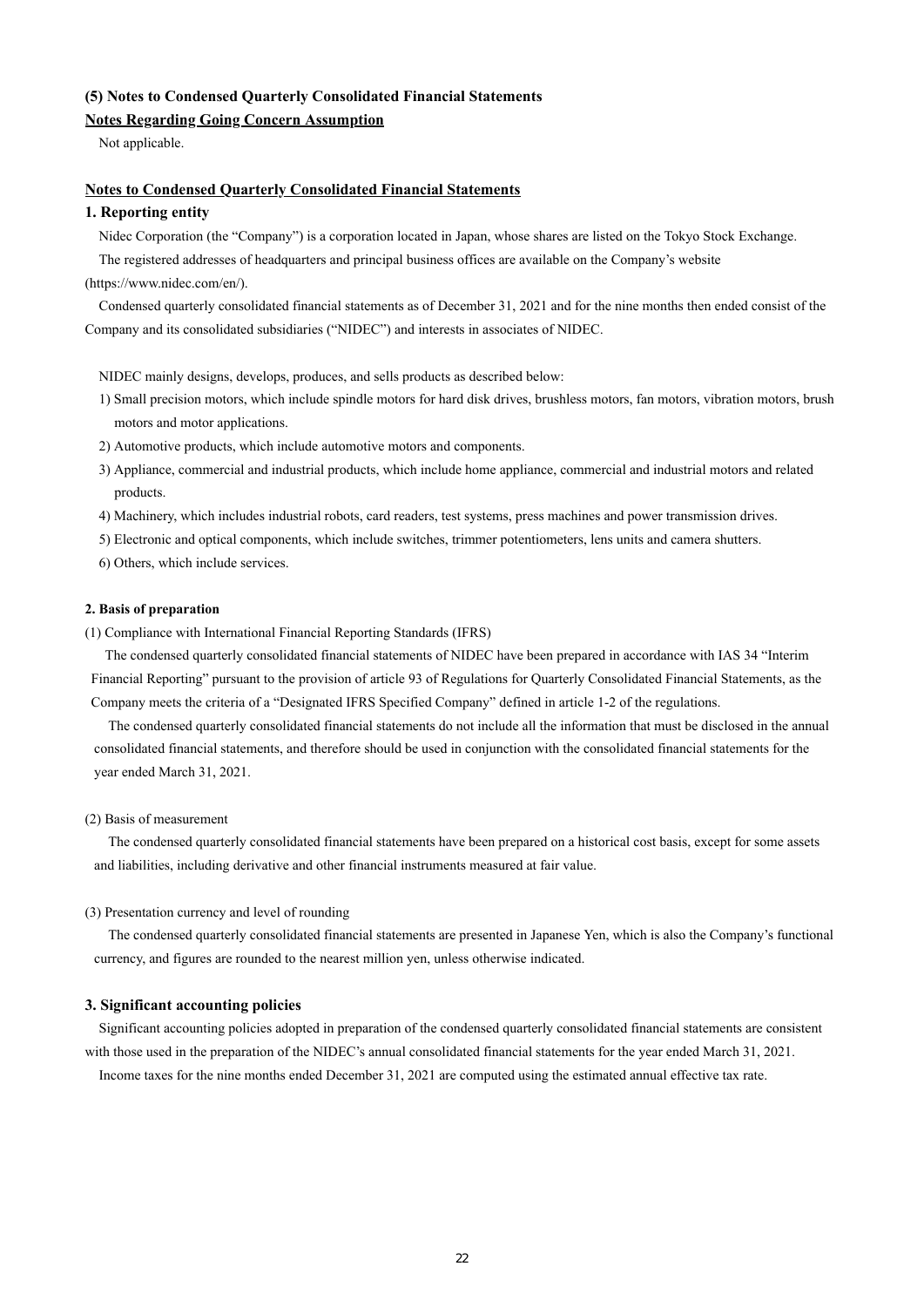### (5) Notes to Condensed Quarterly Consolidated Financial Statements

**Notes Regarding Going Concern Assumption**

Not applicable.

**Notes to Condensed Quarterly Consolidated Financial Statements**

#### 1. Reporting entity

Nidec Corporation (the "Company") is a corporation located in Japan, whose shares are listed on the Tokyo Stock Exchange.

The registered addresses of headquarters and principal business offices are available on the Company's website (https://www.nidec.com/en/).

Condensed quarterly consolidated financial statements as of December 31, 2021 and for the nine months then ended consist of the Company and its consolidated subsidiaries ("NIDEC") and interests in associates of NIDEC.

NIDEC mainly designs, develops, produces, and sells products as described below:

1) Small precision motors, which include spindle motors for hard disk drives, brushless motors, fan motors, vibration motors, brush motors and motor applications.
2) Automotive products, which include automotive motors and components.
3) Appliance, commercial and industrial products, which include home appliance, commercial and industrial motors and related products.
4) Machinery, which includes industrial robots, card readers, test systems, press machines and power transmission drives.
5) Electronic and optical components, which include switches, trimmer potentiometers, lens units and camera shutters.
6) Others, which include services.

#### 2. Basis of preparation

(1) Compliance with International Financial Reporting Standards (IFRS)

The condensed quarterly consolidated financial statements of NIDEC have been prepared in accordance with IAS 34 "Interim Financial Reporting" pursuant to the provision of article 93 of Regulations for Quarterly Consolidated Financial Statements, as the Company meets the criteria of a "Designated IFRS Specified Company" defined in article 1-2 of the regulations.

The condensed quarterly consolidated financial statements do not include all the information that must be disclosed in the annual consolidated financial statements, and therefore should be used in conjunction with the consolidated financial statements for the year ended March 31, 2021.

(2) Basis of measurement

The condensed quarterly consolidated financial statements have been prepared on a historical cost basis, except for some assets and liabilities, including derivative and other financial instruments measured at fair value.

(3) Presentation currency and level of rounding

The condensed quarterly consolidated financial statements are presented in Japanese Yen, which is also the Company's functional currency, and figures are rounded to the nearest million yen, unless otherwise indicated.

#### 3. Significant accounting policies

Significant accounting policies adopted in preparation of the condensed quarterly consolidated financial statements are consistent with those used in the preparation of the NIDEC's annual consolidated financial statements for the year ended March 31, 2021.

Income taxes for the nine months ended December 31, 2021 are computed using the estimated annual effective tax rate.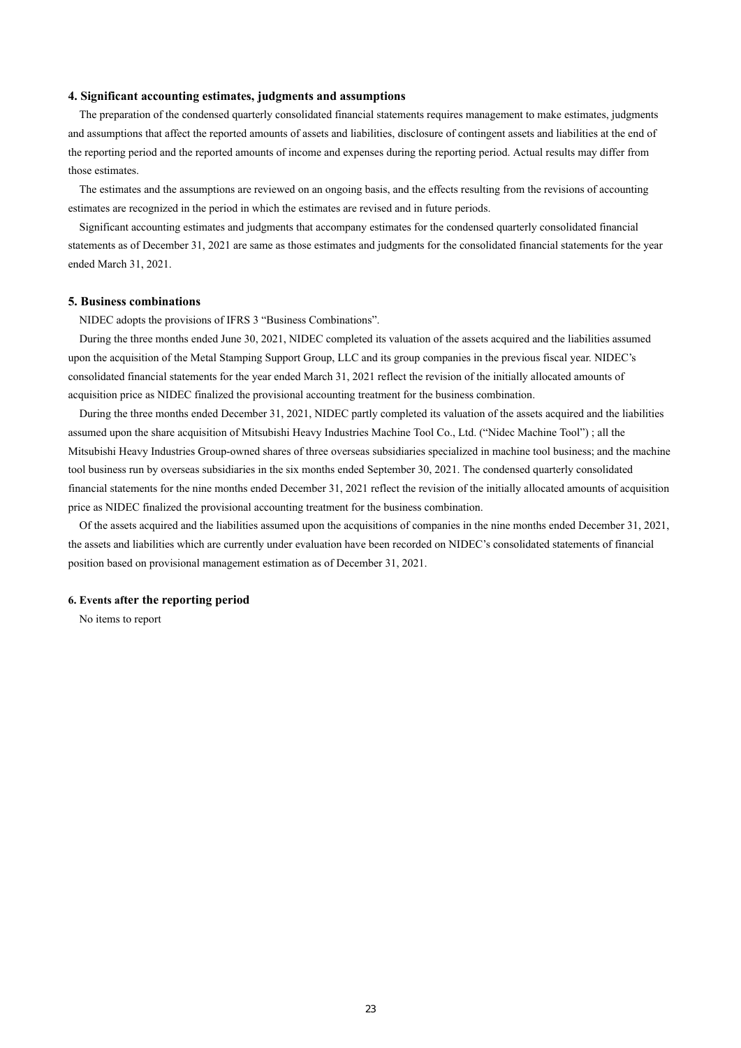### 4. Significant accounting estimates, judgments and assumptions

The preparation of the condensed quarterly consolidated financial statements requires management to make estimates, judgments and assumptions that affect the reported amounts of assets and liabilities, disclosure of contingent assets and liabilities at the end of the reporting period and the reported amounts of income and expenses during the reporting period. Actual results may differ from those estimates.

The estimates and the assumptions are reviewed on an ongoing basis, and the effects resulting from the revisions of accounting estimates are recognized in the period in which the estimates are revised and in future periods.

Significant accounting estimates and judgments that accompany estimates for the condensed quarterly consolidated financial statements as of December 31, 2021 are same as those estimates and judgments for the consolidated financial statements for the year ended March 31, 2021.

### 5. Business combinations

NIDEC adopts the provisions of IFRS 3 "Business Combinations".

During the three months ended June 30, 2021, NIDEC completed its valuation of the assets acquired and the liabilities assumed upon the acquisition of the Metal Stamping Support Group, LLC and its group companies in the previous fiscal year. NIDEC's consolidated financial statements for the year ended March 31, 2021 reflect the revision of the initially allocated amounts of acquisition price as NIDEC finalized the provisional accounting treatment for the business combination.

During the three months ended December 31, 2021, NIDEC partly completed its valuation of the assets acquired and the liabilities assumed upon the share acquisition of Mitsubishi Heavy Industries Machine Tool Co., Ltd. ("Nidec Machine Tool") ; all the Mitsubishi Heavy Industries Group-owned shares of three overseas subsidiaries specialized in machine tool business; and the machine tool business run by overseas subsidiaries in the six months ended September 30, 2021. The condensed quarterly consolidated financial statements for the nine months ended December 31, 2021 reflect the revision of the initially allocated amounts of acquisition price as NIDEC finalized the provisional accounting treatment for the business combination.

Of the assets acquired and the liabilities assumed upon the acquisitions of companies in the nine months ended December 31, 2021, the assets and liabilities which are currently under evaluation have been recorded on NIDEC's consolidated statements of financial position based on provisional management estimation as of December 31, 2021.

### 6. Events after the reporting period

No items to report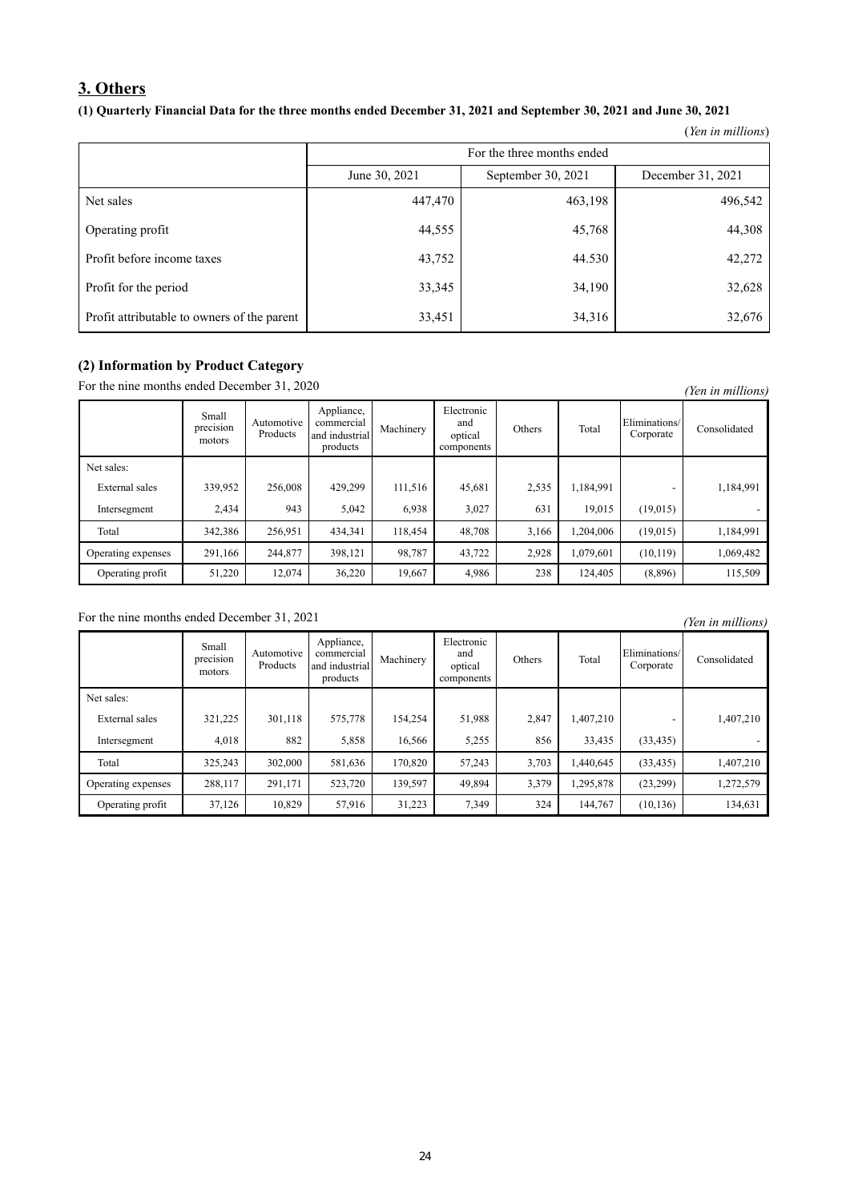## 3. Others

### (1) Quarterly Financial Data for the three months ended December 31, 2021 and September 30, 2021 and June 30, 2021

(*Yen in millions*)

| | For the three months ended | | |
|---|---|---|---|
| | June 30, 2021 | September 30, 2021 | December 31, 2021 |
| Net sales | 447,470 | 463,198 | 496,542 |
| Operating profit | 44,555 | 45,768 | 44,308 |
| Profit before income taxes | 43,752 | 44.530 | 42,272 |
| Profit for the period | 33,345 | 34,190 | 32,628 |
| Profit attributable to owners of the parent | 33,451 | 34,316 | 32,676 |

### (2) Information by Product Category

For the nine months ended December 31, 2020 *(Yen in millions)*

| | Small precision motors | Automotive Products | Appliance, commercial and industrial products | Machinery | Electronic and optical components | Others | Total | Eliminations/ Corporate | Consolidated |
|---|---|---|---|---|---|---|---|---|---|
| Net sales: | | | | | | | | | |
| External sales | 339,952 | 256,008 | 429,299 | 111,516 | 45,681 | 2,535 | 1,184,991 | - | 1,184,991 |
| Intersegment | 2,434 | 943 | 5,042 | 6,938 | 3,027 | 631 | 19,015 | (19,015) | - |
| Total | 342,386 | 256,951 | 434,341 | 118,454 | 48,708 | 3,166 | 1,204,006 | (19,015) | 1,184,991 |
| Operating expenses | 291,166 | 244,877 | 398,121 | 98,787 | 43,722 | 2,928 | 1,079,601 | (10,119) | 1,069,482 |
| Operating profit | 51,220 | 12,074 | 36,220 | 19,667 | 4,986 | 238 | 124,405 | (8,896) | 115,509 |

For the nine months ended December 31, 2021 *(Yen in millions)*

| | Small precision motors | Automotive Products | Appliance, commercial and industrial products | Machinery | Electronic and optical components | Others | Total | Eliminations/ Corporate | Consolidated |
|---|---|---|---|---|---|---|---|---|---|
| Net sales: | | | | | | | | | |
| External sales | 321,225 | 301,118 | 575,778 | 154,254 | 51,988 | 2,847 | 1,407,210 | - | 1,407,210 |
| Intersegment | 4,018 | 882 | 5,858 | 16,566 | 5,255 | 856 | 33,435 | (33,435) | - |
| Total | 325,243 | 302,000 | 581,636 | 170,820 | 57,243 | 3,703 | 1,440,645 | (33,435) | 1,407,210 |
| Operating expenses | 288,117 | 291,171 | 523,720 | 139,597 | 49,894 | 3,379 | 1,295,878 | (23,299) | 1,272,579 |
| Operating profit | 37,126 | 10,829 | 57,916 | 31,223 | 7,349 | 324 | 144,767 | (10,136) | 134,631 |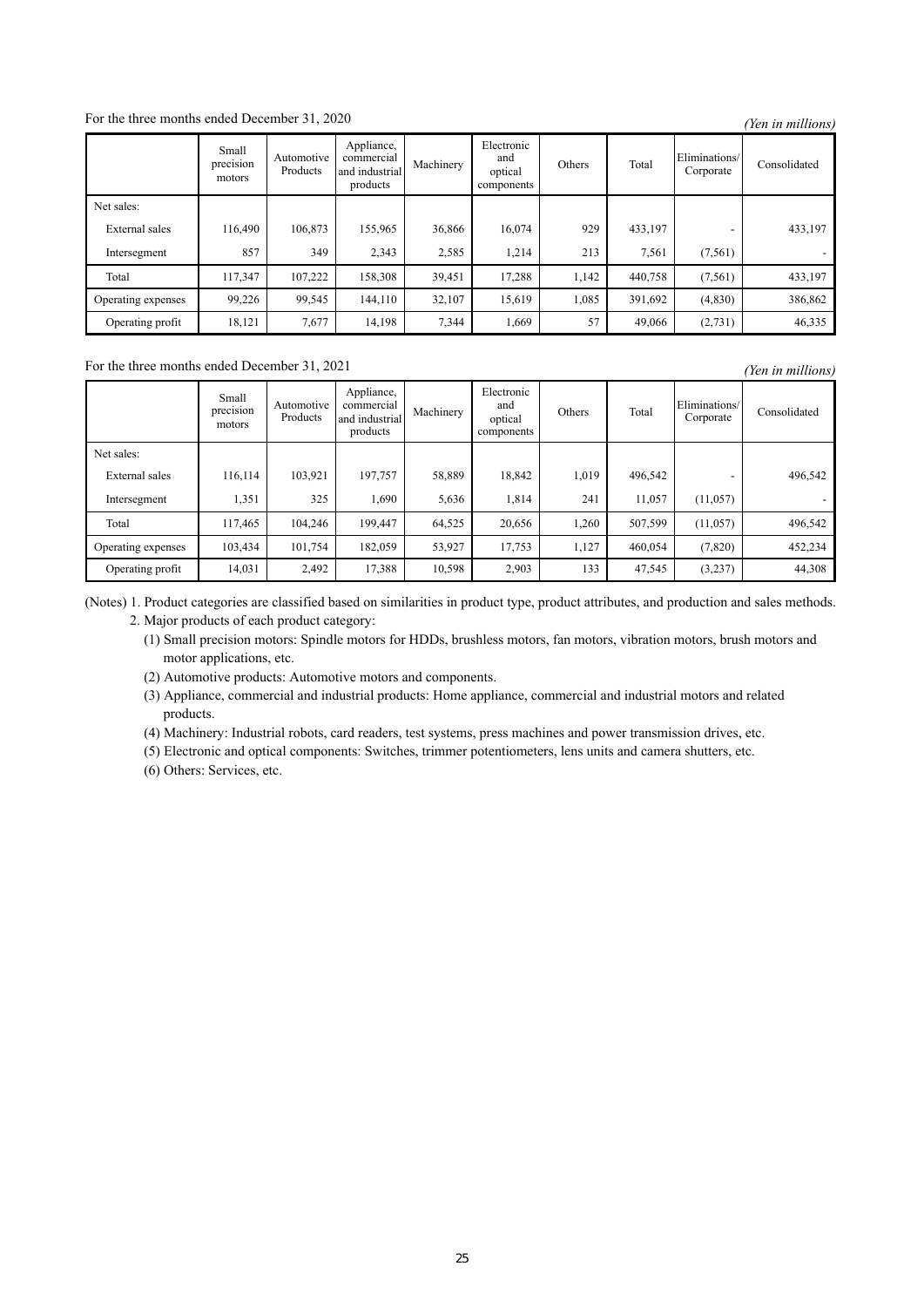For the three months ended December 31, 2020

*(Yen in millions)*

| | Small precision motors | Automotive Products | Appliance, commercial and industrial products | Machinery | Electronic and optical components | Others | Total | Eliminations/ Corporate | Consolidated |
|---|---|---|---|---|---|---|---|---|---|
| Net sales: | | | | | | | | | |
| External sales | 116,490 | 106,873 | 155,965 | 36,866 | 16,074 | 929 | 433,197 | - | 433,197 |
| Intersegment | 857 | 349 | 2,343 | 2,585 | 1,214 | 213 | 7,561 | (7,561) | - |
| Total | 117,347 | 107,222 | 158,308 | 39,451 | 17,288 | 1,142 | 440,758 | (7,561) | 433,197 |
| Operating expenses | 99,226 | 99,545 | 144,110 | 32,107 | 15,619 | 1,085 | 391,692 | (4,830) | 386,862 |
| Operating profit | 18,121 | 7,677 | 14,198 | 7,344 | 1,669 | 57 | 49,066 | (2,731) | 46,335 |

For the three months ended December 31, 2021

*(Yen in millions)*

| | Small precision motors | Automotive Products | Appliance, commercial and industrial products | Machinery | Electronic and optical components | Others | Total | Eliminations/ Corporate | Consolidated |
|---|---|---|---|---|---|---|---|---|---|
| Net sales: | | | | | | | | | |
| External sales | 116,114 | 103,921 | 197,757 | 58,889 | 18,842 | 1,019 | 496,542 | - | 496,542 |
| Intersegment | 1,351 | 325 | 1,690 | 5,636 | 1,814 | 241 | 11,057 | (11,057) | - |
| Total | 117,465 | 104,246 | 199,447 | 64,525 | 20,656 | 1,260 | 507,599 | (11,057) | 496,542 |
| Operating expenses | 103,434 | 101,754 | 182,059 | 53,927 | 17,753 | 1,127 | 460,054 | (7,820) | 452,234 |
| Operating profit | 14,031 | 2,492 | 17,388 | 10,598 | 2,903 | 133 | 47,545 | (3,237) | 44,308 |

(Notes) 1. Product categories are classified based on similarities in product type, product attributes, and production and sales methods.

2. Major products of each product category:

(1) Small precision motors: Spindle motors for HDDs, brushless motors, fan motors, vibration motors, brush motors and motor applications, etc.

(2) Automotive products: Automotive motors and components.

(3) Appliance, commercial and industrial products: Home appliance, commercial and industrial motors and related products.

(4) Machinery: Industrial robots, card readers, test systems, press machines and power transmission drives, etc.

(5) Electronic and optical components: Switches, trimmer potentiometers, lens units and camera shutters, etc.

(6) Others: Services, etc.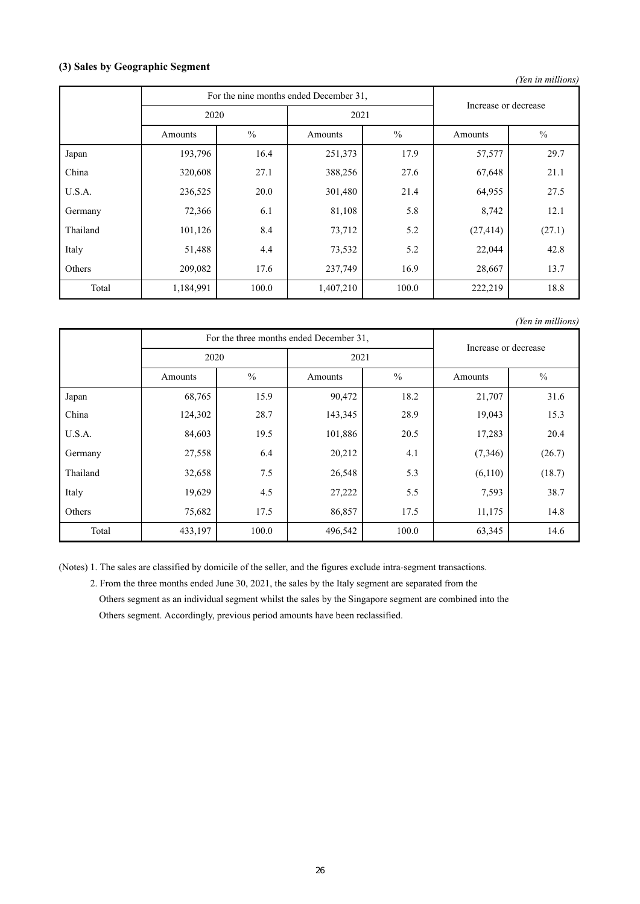### (3) Sales by Geographic Segment

*(Yen in millions)*

| | For the nine months ended December 31, | | | | Increase or decrease | |
|---|---|---|---|---|---|---|
| | 2020 | | 2021 | | | |
| | Amounts | % | Amounts | % | Amounts | % |
| Japan | 193,796 | 16.4 | 251,373 | 17.9 | 57,577 | 29.7 |
| China | 320,608 | 27.1 | 388,256 | 27.6 | 67,648 | 21.1 |
| U.S.A. | 236,525 | 20.0 | 301,480 | 21.4 | 64,955 | 27.5 |
| Germany | 72,366 | 6.1 | 81,108 | 5.8 | 8,742 | 12.1 |
| Thailand | 101,126 | 8.4 | 73,712 | 5.2 | (27,414) | (27.1) |
| Italy | 51,488 | 4.4 | 73,532 | 5.2 | 22,044 | 42.8 |
| Others | 209,082 | 17.6 | 237,749 | 16.9 | 28,667 | 13.7 |
| Total | 1,184,991 | 100.0 | 1,407,210 | 100.0 | 222,219 | 18.8 |

*(Yen in millions)*

| | For the three months ended December 31, | | | | Increase or decrease | |
|---|---|---|---|---|---|---|
| | 2020 | | 2021 | | | |
| | Amounts | % | Amounts | % | Amounts | % |
| Japan | 68,765 | 15.9 | 90,472 | 18.2 | 21,707 | 31.6 |
| China | 124,302 | 28.7 | 143,345 | 28.9 | 19,043 | 15.3 |
| U.S.A. | 84,603 | 19.5 | 101,886 | 20.5 | 17,283 | 20.4 |
| Germany | 27,558 | 6.4 | 20,212 | 4.1 | (7,346) | (26.7) |
| Thailand | 32,658 | 7.5 | 26,548 | 5.3 | (6,110) | (18.7) |
| Italy | 19,629 | 4.5 | 27,222 | 5.5 | 7,593 | 38.7 |
| Others | 75,682 | 17.5 | 86,857 | 17.5 | 11,175 | 14.8 |
| Total | 433,197 | 100.0 | 496,542 | 100.0 | 63,345 | 14.6 |

(Notes) 1. The sales are classified by domicile of the seller, and the figures exclude intra-segment transactions.

2. From the three months ended June 30, 2021, the sales by the Italy segment are separated from the Others segment as an individual segment whilst the sales by the Singapore segment are combined into the Others segment. Accordingly, previous period amounts have been reclassified.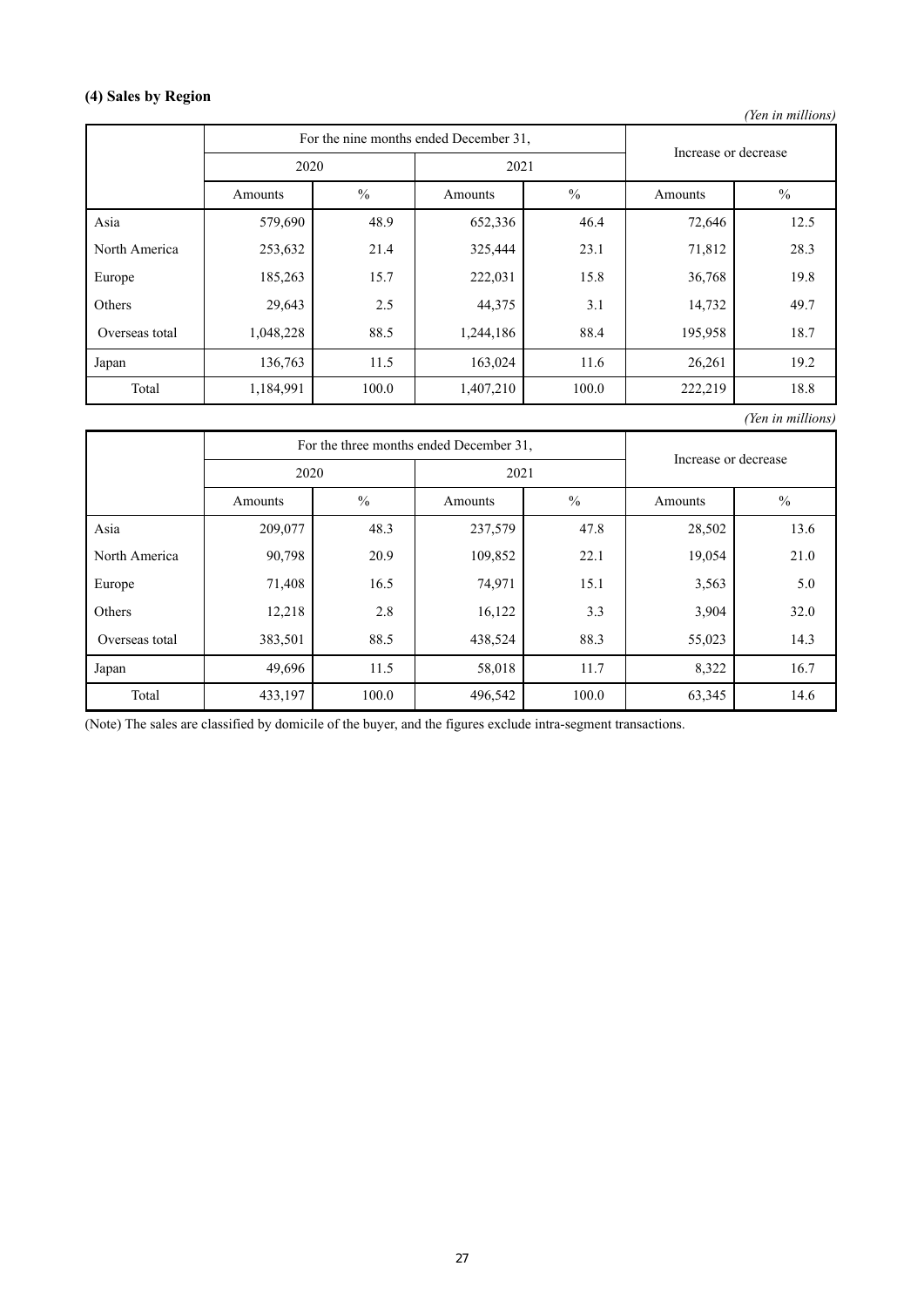### (4) Sales by Region

*(Yen in millions)*

| | For the nine months ended December 31, | | | | Increase or decrease | |
|---|---|---|---|---|---|---|
| | 2020 | | 2021 | | | |
| | Amounts | % | Amounts | % | Amounts | % |
| Asia | 579,690 | 48.9 | 652,336 | 46.4 | 72,646 | 12.5 |
| North America | 253,632 | 21.4 | 325,444 | 23.1 | 71,812 | 28.3 |
| Europe | 185,263 | 15.7 | 222,031 | 15.8 | 36,768 | 19.8 |
| Others | 29,643 | 2.5 | 44,375 | 3.1 | 14,732 | 49.7 |
| Overseas total | 1,048,228 | 88.5 | 1,244,186 | 88.4 | 195,958 | 18.7 |
| Japan | 136,763 | 11.5 | 163,024 | 11.6 | 26,261 | 19.2 |
| Total | 1,184,991 | 100.0 | 1,407,210 | 100.0 | 222,219 | 18.8 |

*(Yen in millions)*

| | For the three months ended December 31, | | | | Increase or decrease | |
|---|---|---|---|---|---|---|
| | 2020 | | 2021 | | | |
| | Amounts | % | Amounts | % | Amounts | % |
| Asia | 209,077 | 48.3 | 237,579 | 47.8 | 28,502 | 13.6 |
| North America | 90,798 | 20.9 | 109,852 | 22.1 | 19,054 | 21.0 |
| Europe | 71,408 | 16.5 | 74,971 | 15.1 | 3,563 | 5.0 |
| Others | 12,218 | 2.8 | 16,122 | 3.3 | 3,904 | 32.0 |
| Overseas total | 383,501 | 88.5 | 438,524 | 88.3 | 55,023 | 14.3 |
| Japan | 49,696 | 11.5 | 58,018 | 11.7 | 8,322 | 16.7 |
| Total | 433,197 | 100.0 | 496,542 | 100.0 | 63,345 | 14.6 |

(Note) The sales are classified by domicile of the buyer, and the figures exclude intra-segment transactions.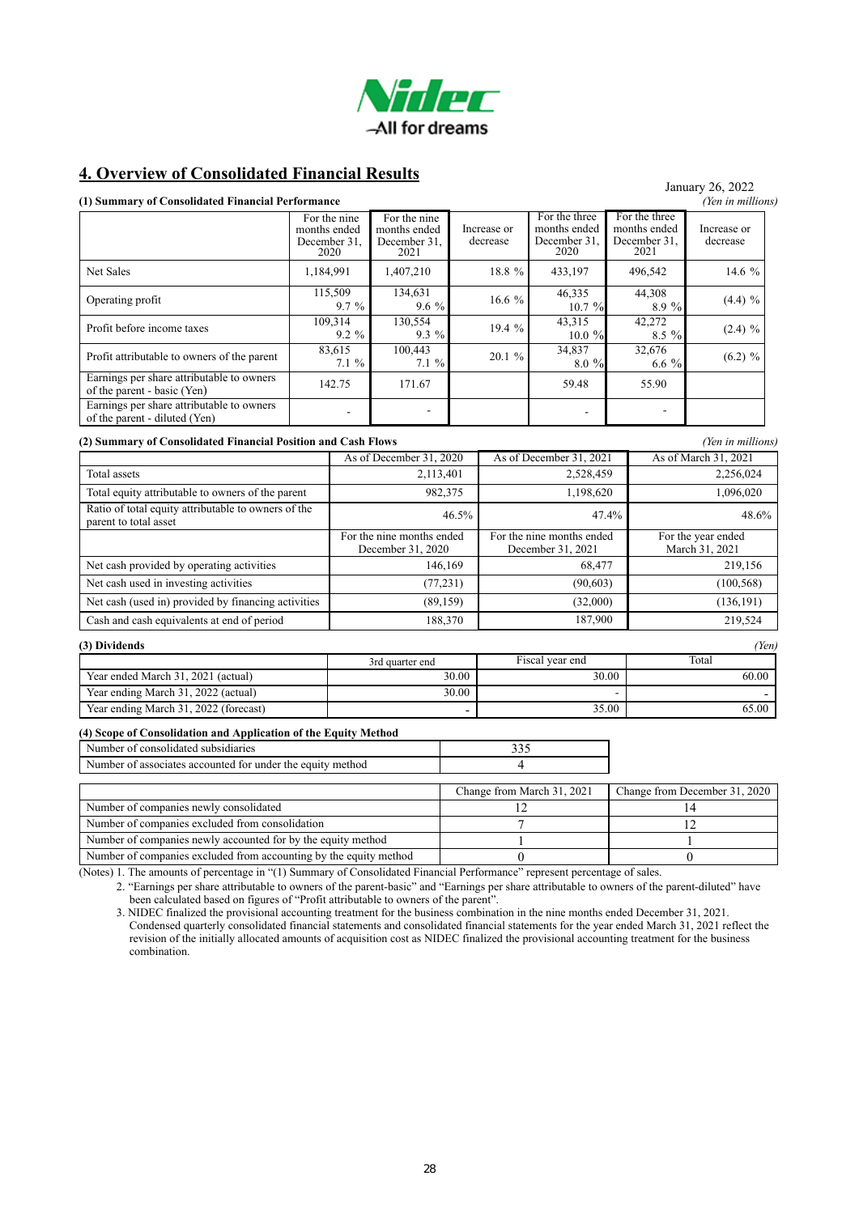Nidec
All for dreams

# 4. Overview of Consolidated Financial Results

January 26, 2022

**(1) Summary of Consolidated Financial Performance**

*(Yen in millions)*

| | For the nine months ended December 31, 2020 | For the nine months ended December 31, 2021 | Increase or decrease | For the three months ended December 31, 2020 | For the three months ended December 31, 2021 | Increase or decrease |
|---|---|---|---|---|---|---|
| Net Sales | 1,184,991 | 1,407,210 | 18.8 % | 433,197 | 496,542 | 14.6 % |
| Operating profit | 115,509<br>9.7 % | 134,631<br>9.6 % | 16.6 % | 46,335<br>10.7 % | 44,308<br>8.9 % | (4.4) % |
| Profit before income taxes | 109,314<br>9.2 % | 130,554<br>9.3 % | 19.4 % | 43,315<br>10.0 % | 42,272<br>8.5 % | (2.4) % |
| Profit attributable to owners of the parent | 83,615<br>7.1 % | 100,443<br>7.1 % | 20.1 % | 34,837<br>8.0 % | 32,676<br>6.6 % | (6.2) % |
| Earnings per share attributable to owners of the parent - basic (Yen) | 142.75 | 171.67 | | 59.48 | 55.90 | |
| Earnings per share attributable to owners of the parent - diluted (Yen) | - | - | | - | - | |

**(2) Summary of Consolidated Financial Position and Cash Flows**

*(Yen in millions)*

| | As of December 31, 2020 | As of December 31, 2021 | As of March 31, 2021 |
|---|---|---|---|
| Total assets | 2,113,401 | 2,528,459 | 2,256,024 |
| Total equity attributable to owners of the parent | 982,375 | 1,198,620 | 1,096,020 |
| Ratio of total equity attributable to owners of the parent to total asset | 46.5% | 47.4% | 48.6% |
| | For the nine months ended December 31, 2020 | For the nine months ended December 31, 2021 | For the year ended March 31, 2021 |
| Net cash provided by operating activities | 146,169 | 68,477 | 219,156 |
| Net cash used in investing activities | (77,231) | (90,603) | (100,568) |
| Net cash (used in) provided by financing activities | (89,159) | (32,000) | (136,191) |
| Cash and cash equivalents at end of period | 188,370 | 187,900 | 219,524 |

**(3) Dividends**

*(Yen)*

| | 3rd quarter end | Fiscal year end | Total |
|---|---|---|---|
| Year ended March 31, 2021 (actual) | 30.00 | 30.00 | 60.00 |
| Year ending March 31, 2022 (actual) | 30.00 | - | - |
| Year ending March 31, 2022 (forecast) | - | 35.00 | 65.00 |

**(4) Scope of Consolidation and Application of the Equity Method**

| | |
|---|---|
| Number of consolidated subsidiaries | 335 |
| Number of associates accounted for under the equity method | 4 |

| | Change from March 31, 2021 | Change from December 31, 2020 |
|---|---|---|
| Number of companies newly consolidated | 12 | 14 |
| Number of companies excluded from consolidation | 7 | 12 |
| Number of companies newly accounted for by the equity method | 1 | 1 |
| Number of companies excluded from accounting by the equity method | 0 | 0 |

(Notes) 1. The amounts of percentage in "(1) Summary of Consolidated Financial Performance" represent percentage of sales.

2. "Earnings per share attributable to owners of the parent-basic" and "Earnings per share attributable to owners of the parent-diluted" have been calculated based on figures of "Profit attributable to owners of the parent".

3. NIDEC finalized the provisional accounting treatment for the business combination in the nine months ended December 31, 2021. Condensed quarterly consolidated financial statements and consolidated financial statements for the year ended March 31, 2021 reflect the revision of the initially allocated amounts of acquisition cost as NIDEC finalized the provisional accounting treatment for the business combination.